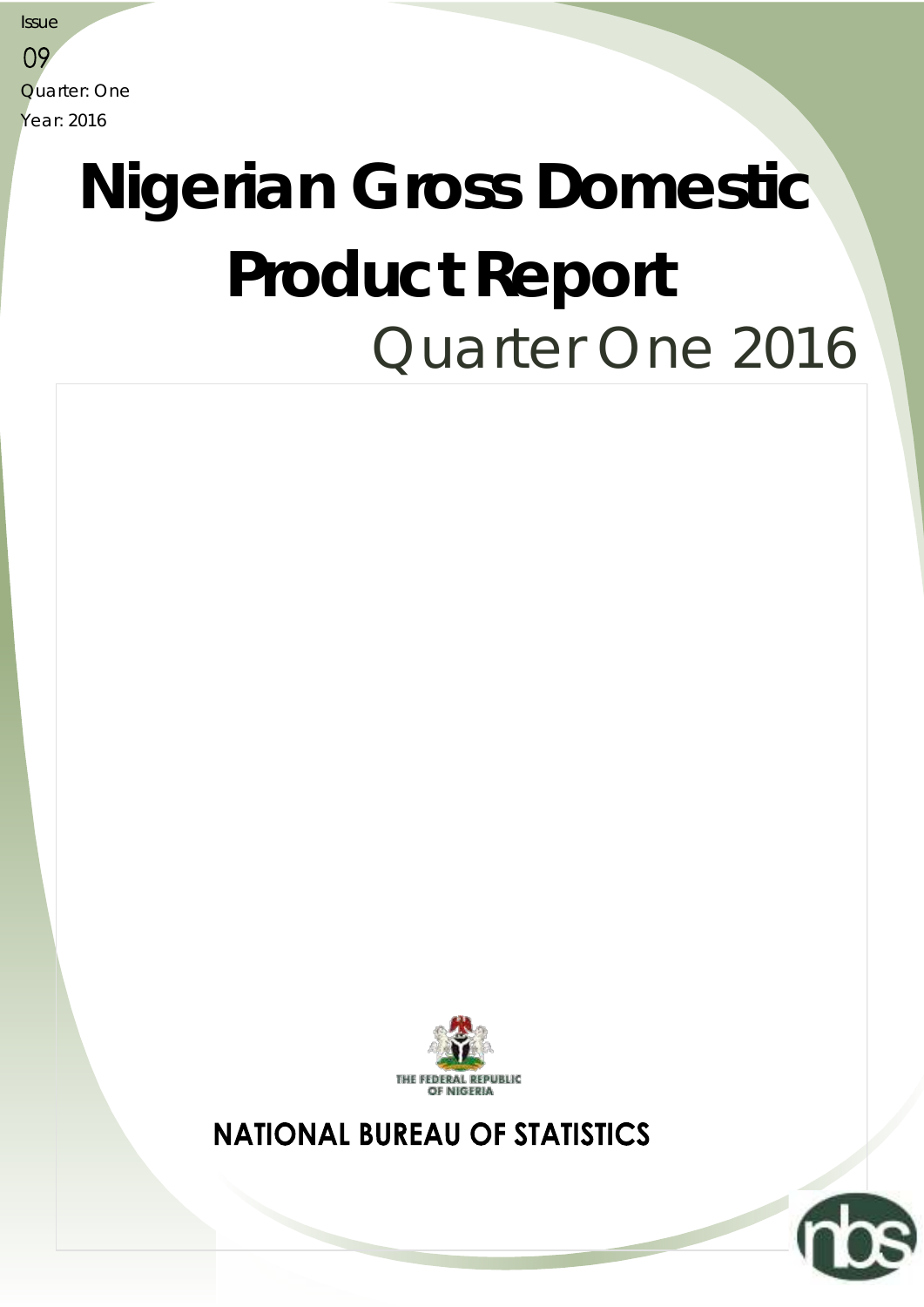Issue

09

Quarter: One

Year: 2016

# Nigerian Gross Domestic Product Report

## Quarter One 2016

THE FEDERAL REPUBLIC OF NIGERIA

**NATIONAL BUREAU OF STATISTICS**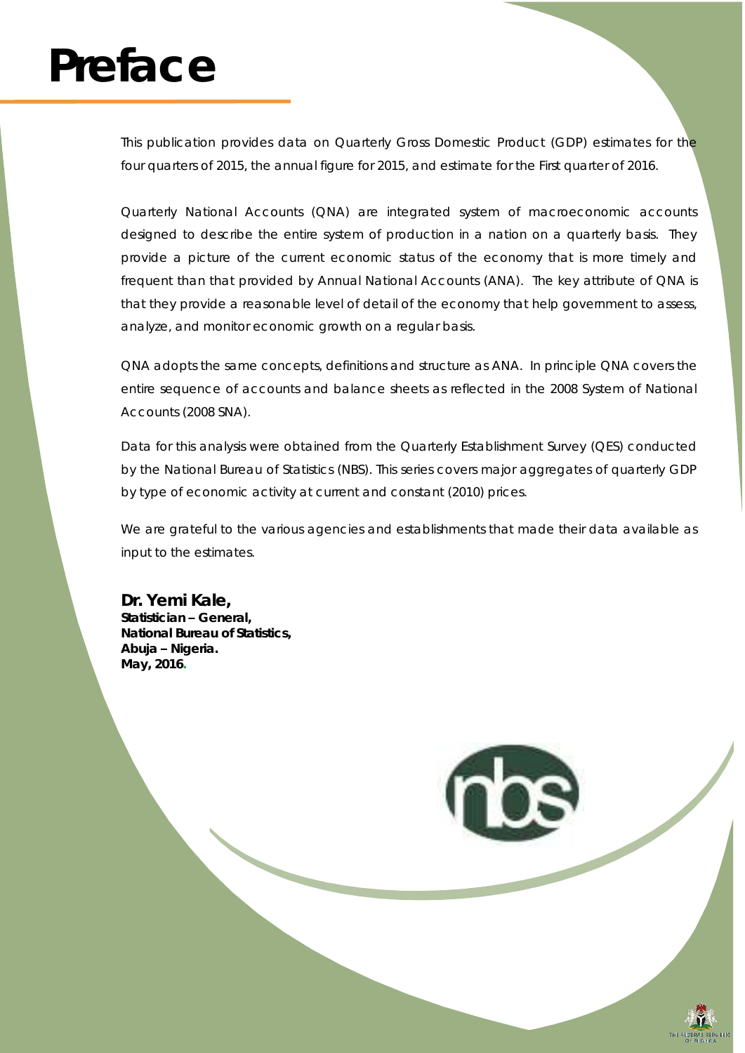# Preface

This publication provides data on Quarterly Gross Domestic Product (GDP) estimates for the four quarters of 2015, the annual figure for 2015, and estimate for the First quarter of 2016.

Quarterly National Accounts (QNA) are integrated system of macroeconomic accounts designed to describe the entire system of production in a nation on a quarterly basis. They provide a picture of the current economic status of the economy that is more timely and frequent than that provided by Annual National Accounts (ANA). The key attribute of QNA is that they provide a reasonable level of detail of the economy that help government to assess, analyze, and monitor economic growth on a regular basis.

QNA adopts the same concepts, definitions and structure as ANA. In principle QNA covers the entire sequence of accounts and balance sheets as reflected in the 2008 System of National Accounts (2008 SNA).

Data for this analysis were obtained from the Quarterly Establishment Survey (QES) conducted by the National Bureau of Statistics (NBS). This series covers major aggregates of quarterly GDP by type of economic activity at current and constant (2010) prices.

We are grateful to the various agencies and establishments that made their data available as input to the estimates.

**Dr. Yemi Kale,**
**Statistician – General,**
**National Bureau of Statistics,**
**Abuja – Nigeria.**
**May, 2016.**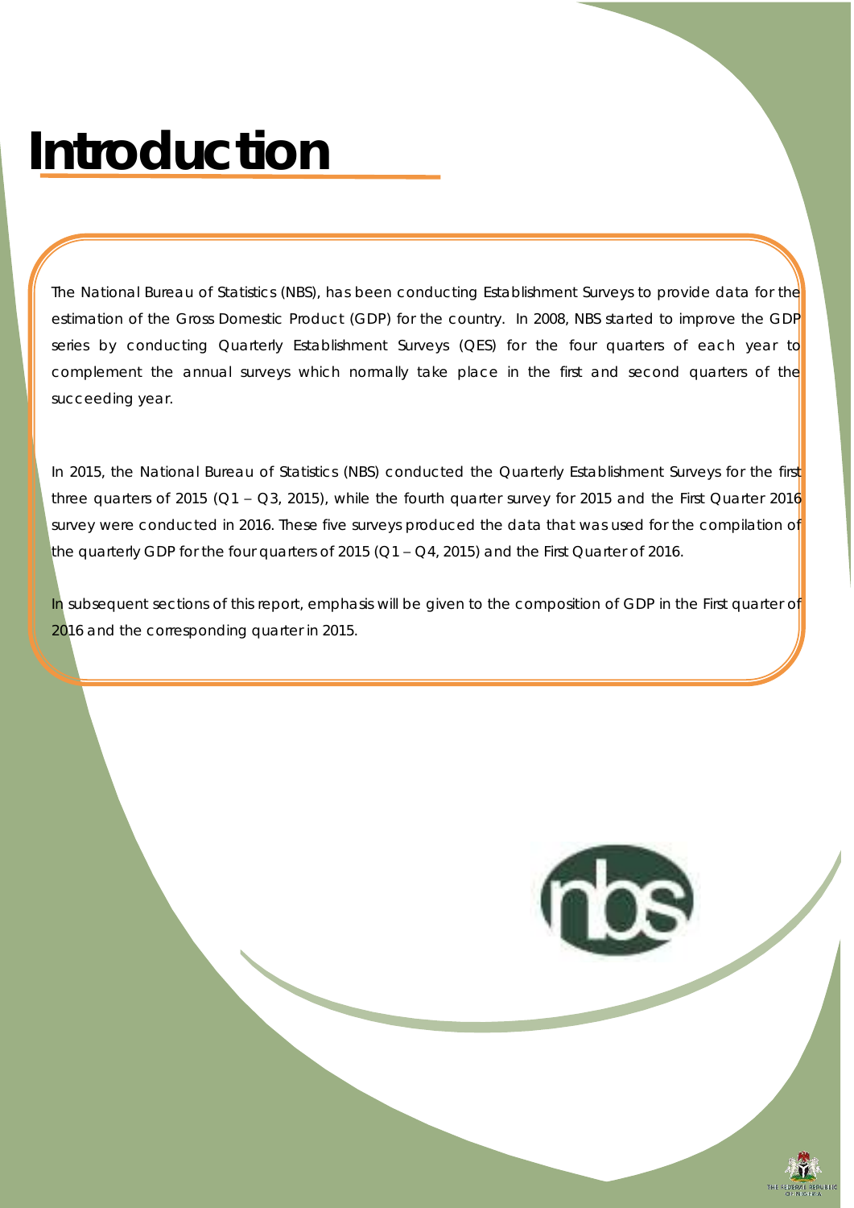# Introduction

The National Bureau of Statistics (NBS), has been conducting Establishment Surveys to provide data for the estimation of the Gross Domestic Product (GDP) for the country. In 2008, NBS started to improve the GDP series by conducting Quarterly Establishment Surveys (QES) for the four quarters of each year to complement the annual surveys which normally take place in the first and second quarters of the succeeding year.

In 2015, the National Bureau of Statistics (NBS) conducted the Quarterly Establishment Surveys for the first three quarters of 2015 (Q1 – Q3, 2015), while the fourth quarter survey for 2015 and the First Quarter 2016 survey were conducted in 2016. These five surveys produced the data that was used for the compilation of the quarterly GDP for the four quarters of 2015 (Q1 – Q4, 2015) and the First Quarter of 2016.

In subsequent sections of this report, emphasis will be given to the composition of GDP in the First quarter of 2016 and the corresponding quarter in 2015.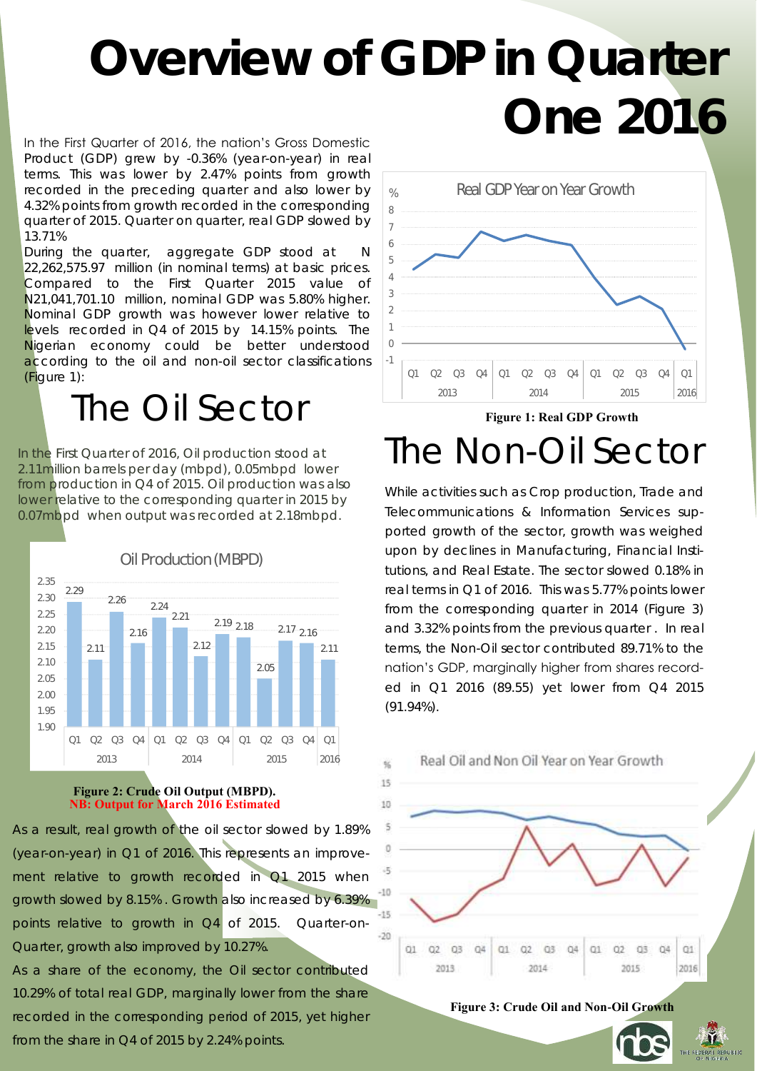# Overview of GDP in Quarter One 2016

In the First Quarter of 2016, the nation's Gross Domestic Product (GDP) grew by -0.36% (year-on-year) in real terms. This was lower by 2.47% points from growth recorded in the preceding quarter and also lower by 4.32% points from growth recorded in the corresponding quarter of 2015. Quarter on quarter, real GDP slowed by 13.71%

During the quarter, aggregate GDP stood at N 22,262,575.97 million (in nominal terms) at basic prices. Compared to the First Quarter 2015 value of N21,041,701.10 million, nominal GDP was 5.80% higher. Nominal GDP growth was however lower relative to levels recorded in Q4 of 2015 by 14.15% points. The Nigerian economy could be better understood according to the oil and non-oil sector classifications (Figure 1):

**Figure 1: Real GDP Growth**

## The Oil Sector

In the First Quarter of 2016, Oil production stood at 2.11million barrels per day (mbpd), 0.05mbpd lower from production in Q4 of 2015. Oil production was also lower relative to the corresponding quarter in 2015 by 0.07mbpd when output was recorded at 2.18mbpd.

**Figure 2: Crude Oil Output (MBPD).**
**NB: Output for March 2016 Estimated**

As a result, real growth of the oil sector slowed by 1.89% (year-on-year) in Q1 of 2016. This represents an improvement relative to growth recorded in Q1 2015 when growth slowed by 8.15%. Growth also increased by 6.39% points relative to growth in Q4 of 2015. Quarter-on-Quarter, growth also improved by 10.27%.

As a share of the economy, the Oil sector contributed 10.29% of total real GDP, marginally lower from the share recorded in the corresponding period of 2015, yet higher from the share in Q4 of 2015 by 2.24% points.

## The Non-Oil Sector

While activities such as Crop production, Trade and Telecommunications & Information Services supported growth of the sector, growth was weighed upon by declines in Manufacturing, Financial Institutions, and Real Estate. The sector slowed 0.18% in real terms in Q1 of 2016. This was 5.77% points lower from the corresponding quarter in 2014 (Figure 3) and 3.32% points from the previous quarter. In real terms, the Non-Oil sector contributed 89.71% to the nation's GDP, marginally higher from shares recorded in Q1 2016 (89.55) yet lower from Q4 2015 (91.94%).

**Figure 3: Crude Oil and Non-Oil Growth**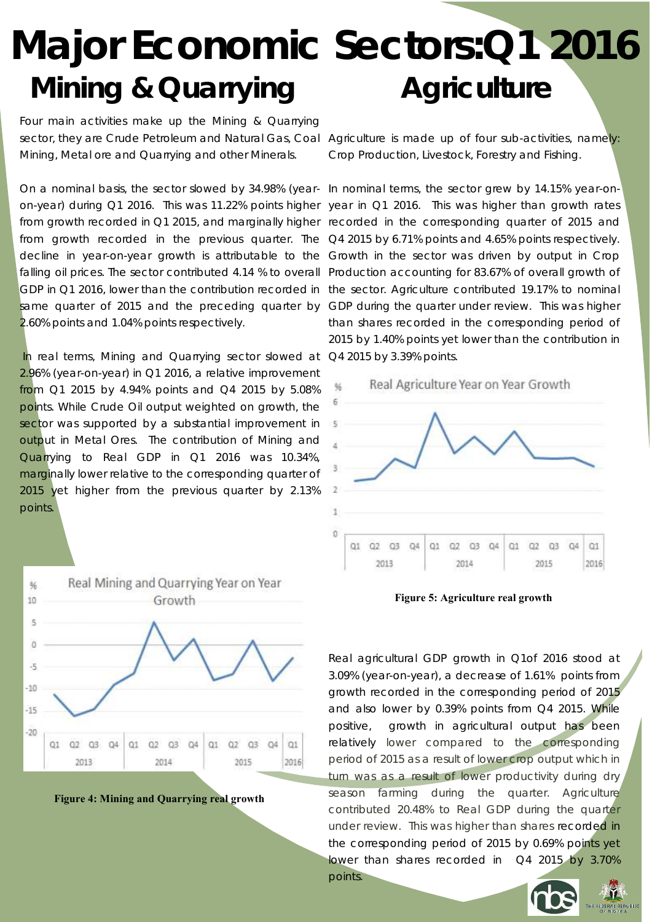# Major Economic Sectors:Q1 2016

## Mining & Quarrying

Four main activities make up the Mining & Quarrying sector, they are Crude Petroleum and Natural Gas, Coal Mining, Metal ore and Quarrying and other Minerals.

On a nominal basis, the sector slowed by 34.98% (year-on-year) during Q1 2016. This was 11.22% points higher from growth recorded in Q1 2015, and marginally higher from growth recorded in the previous quarter. The decline in year-on-year growth is attributable to the falling oil prices. The sector contributed 4.14 % to overall GDP in Q1 2016, lower than the contribution recorded in same quarter of 2015 and the preceding quarter by 2.60% points and 1.04% points respectively.

In real terms, Mining and Quarrying sector slowed at 2.96% (year-on-year) in Q1 2016, a relative improvement from Q1 2015 by 4.94% points and Q4 2015 by 5.08% points. While Crude Oil output weighted on growth, the sector was supported by a substantial improvement in output in Metal Ores. The contribution of Mining and Quarrying to Real GDP in Q1 2016 was 10.34%, marginally lower relative to the corresponding quarter of 2015 yet higher from the previous quarter by 2.13% points.

**Figure 4: Mining and Quarrying real growth**

## Agriculture

Agriculture is made up of four sub-activities, namely: Crop Production, Livestock, Forestry and Fishing.

In nominal terms, the sector grew by 14.15% year-on-year in Q1 2016. This was higher than growth rates recorded in the corresponding quarter of 2015 and Q4 2015 by 6.71% points and 4.65% points respectively. Growth in the sector was driven by output in Crop Production accounting for 83.67% of overall growth of the sector. Agriculture contributed 19.17% to nominal GDP during the quarter under review. This was higher than shares recorded in the corresponding period of 2015 by 1.40% points yet lower than the contribution in Q4 2015 by 3.39% points.

**Figure 5: Agriculture real growth**

Real agricultural GDP growth in Q1of 2016 stood at 3.09% (year-on-year), a decrease of 1.61% points from growth recorded in the corresponding period of 2015 and also lower by 0.39% points from Q4 2015. While positive, growth in agricultural output has been relatively lower compared to the corresponding period of 2015 as a result of lower crop output which in turn was as a result of lower productivity during dry season farming during the quarter. Agriculture contributed 20.48% to Real GDP during the quarter under review. This was higher than shares recorded in the corresponding period of 2015 by 0.69% points yet lower than shares recorded in Q4 2015 by 3.70% points.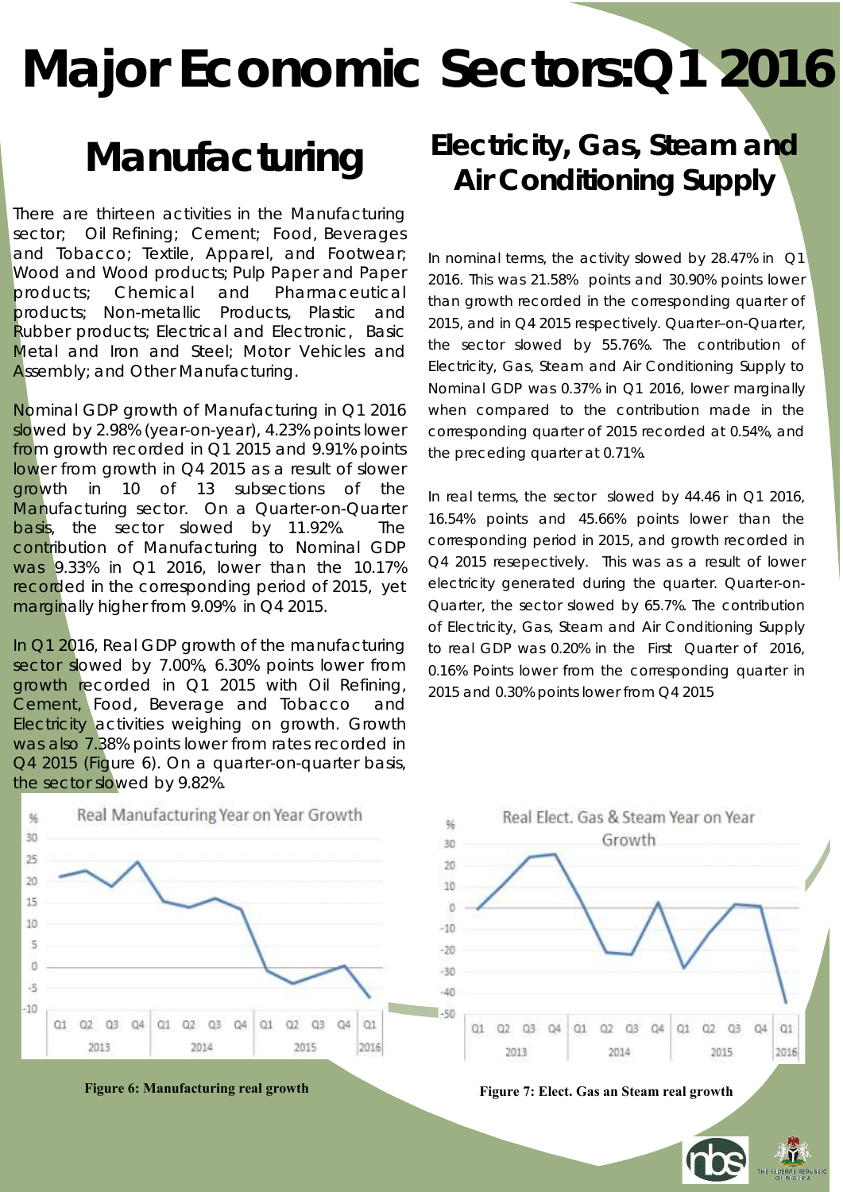# Major Economic Sectors:Q1 2016

## Manufacturing

There are thirteen activities in the Manufacturing sector; Oil Refining; Cement; Food, Beverages and Tobacco; Textile, Apparel, and Footwear; Wood and Wood products; Pulp Paper and Paper products; Chemical and Pharmaceutical products; Non-metallic Products, Plastic and Rubber products; Electrical and Electronic, Basic Metal and Iron and Steel; Motor Vehicles and Assembly; and Other Manufacturing.

Nominal GDP growth of Manufacturing in Q1 2016 slowed by 2.98% (year-on-year), 4.23% points lower from growth recorded in Q1 2015 and 9.91% points lower from growth in Q4 2015 as a result of slower growth in 10 of 13 subsections of the Manufacturing sector. On a Quarter-on-Quarter basis, the sector slowed by 11.92%. The contribution of Manufacturing to Nominal GDP was 9.33% in Q1 2016, lower than the 10.17% recorded in the corresponding period of 2015, yet marginally higher from 9.09% in Q4 2015.

In Q1 2016, Real GDP growth of the manufacturing sector slowed by 7.00%, 6.30% points lower from growth recorded in Q1 2015 with Oil Refining, Cement, Food, Beverage and Tobacco and Electricity activities weighing on growth. Growth was also 7.38% points lower from rates recorded in Q4 2015 (Figure 6). On a quarter-on-quarter basis, the sector slowed by 9.82%.

Figure 6: Manufacturing real growth

## Electricity, Gas, Steam and Air Conditioning Supply

In nominal terms, the activity slowed by 28.47% in Q1 2016. This was 21.58% points and 30.90% points lower than growth recorded in the corresponding quarter of 2015, and in Q4 2015 respectively. Quarter–on-Quarter, the sector slowed by 55.76%. The contribution of Electricity, Gas, Steam and Air Conditioning Supply to Nominal GDP was 0.37% in Q1 2016, lower marginally when compared to the contribution made in the corresponding quarter of 2015 recorded at 0.54%, and the preceding quarter at 0.71%.

In real terms, the sector slowed by 44.46 in Q1 2016, 16.54% points and 45.66% points lower than the corresponding period in 2015, and growth recorded in Q4 2015 resepectively. This was as a result of lower electricity generated during the quarter. Quarter-on-Quarter, the sector slowed by 65.7%. The contribution of Electricity, Gas, Steam and Air Conditioning Supply to real GDP was 0.20% in the First Quarter of 2016, 0.16% Points lower from the corresponding quarter in 2015 and 0.30% points lower from Q4 2015

Figure 7: Elect. Gas an Steam real growth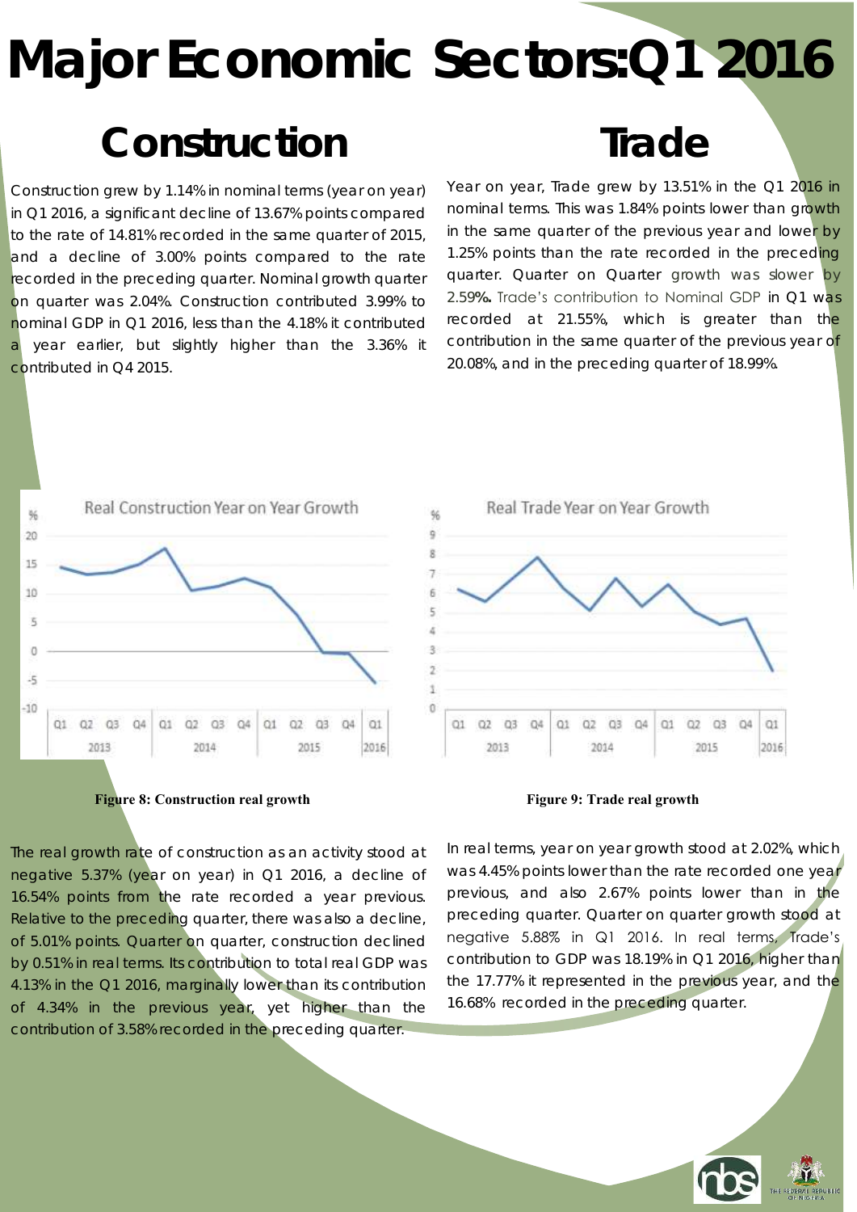# Major Economic Sectors:Q1 2016

## Construction

Construction grew by 1.14% in nominal terms (year on year) in Q1 2016, a significant decline of 13.67% points compared to the rate of 14.81% recorded in the same quarter of 2015, and a decline of 3.00% points compared to the rate recorded in the preceding quarter. Nominal growth quarter on quarter was 2.04%. Construction contributed 3.99% to nominal GDP in Q1 2016, less than the 4.18% it contributed a year earlier, but slightly higher than the 3.36% it contributed in Q4 2015.

**Figure 8: Construction real growth**

The real growth rate of construction as an activity stood at negative 5.37% (year on year) in Q1 2016, a decline of 16.54% points from the rate recorded a year previous. Relative to the preceding quarter, there was also a decline, of 5.01% points. Quarter on quarter, construction declined by 0.51% in real terms. Its contribution to total real GDP was 4.13% in the Q1 2016, marginally lower than its contribution of 4.34% in the previous year, yet higher than the contribution of 3.58% recorded in the preceding quarter.

## Trade

Year on year, Trade grew by 13.51% in the Q1 2016 in nominal terms. This was 1.84% points lower than growth in the same quarter of the previous year and lower by 1.25% points than the rate recorded in the preceding quarter. Quarter on Quarter growth was slower by 2.59%. Trade's contribution to Nominal GDP in Q1 was recorded at 21.55%, which is greater than the contribution in the same quarter of the previous year of 20.08%, and in the preceding quarter of 18.99%.

**Figure 9: Trade real growth**

In real terms, year on year growth stood at 2.02%, which was 4.45% points lower than the rate recorded one year previous, and also 2.67% points lower than in the preceding quarter. Quarter on quarter growth stood at negative 5.88% in Q1 2016. In real terms, Trade's contribution to GDP was 18.19% in Q1 2016, higher than the 17.77% it represented in the previous year, and the 16.68% recorded in the preceding quarter.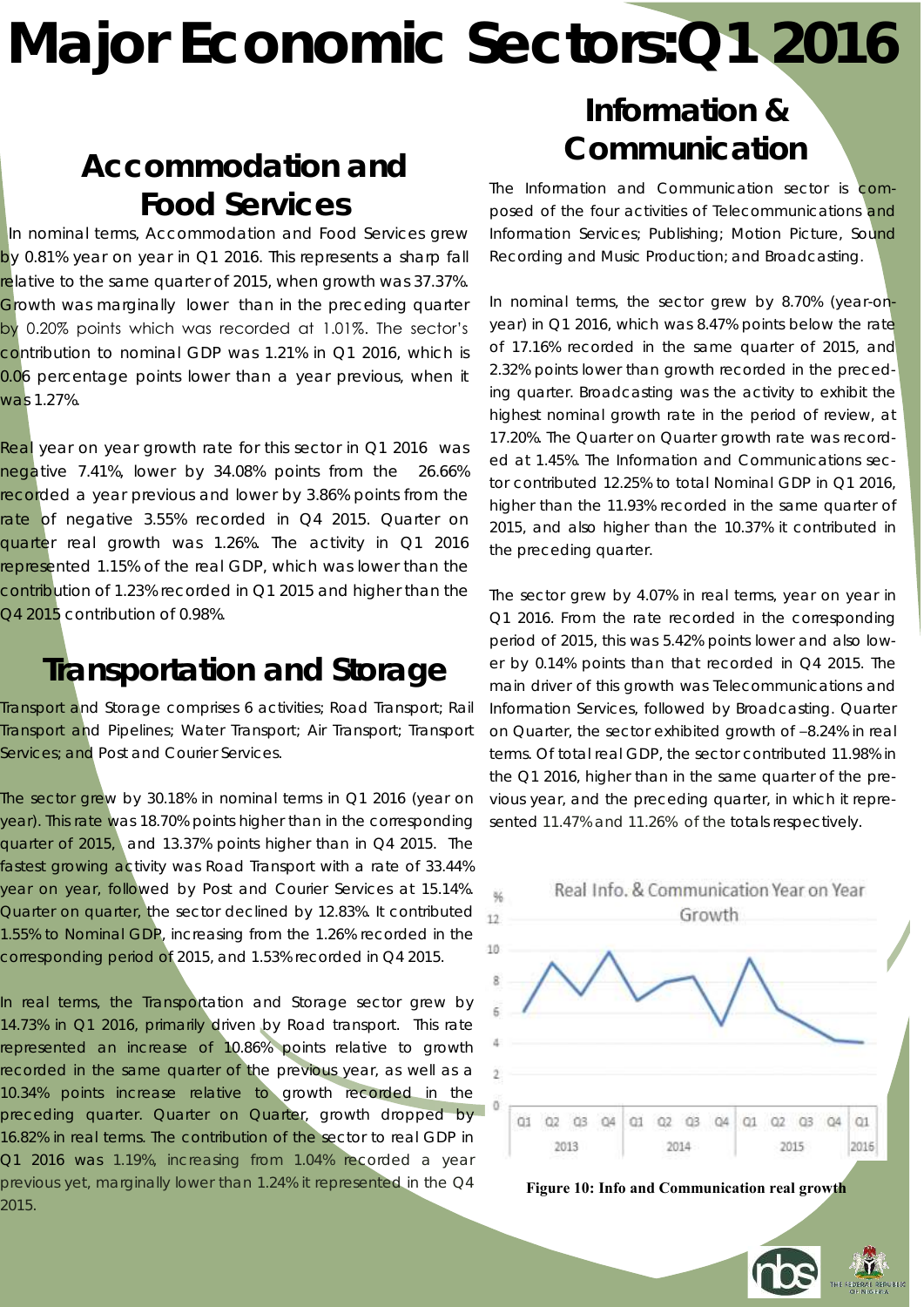# Major Economic Sectors:Q1 2016

## Accommodation and Food Services

In nominal terms, Accommodation and Food Services grew by 0.81% year on year in Q1 2016. This represents a sharp fall relative to the same quarter of 2015, when growth was 37.37%. Growth was marginally lower than in the preceding quarter by 0.20% points which was recorded at 1.01%. The sector's contribution to nominal GDP was 1.21% in Q1 2016, which is 0.06 percentage points lower than a year previous, when it was 1.27%.

Real year on year growth rate for this sector in Q1 2016 was negative 7.41%, lower by 34.08% points from the 26.66% recorded a year previous and lower by 3.86% points from the rate of negative 3.55% recorded in Q4 2015. Quarter on quarter real growth was 1.26%. The activity in Q1 2016 represented 1.15% of the real GDP, which was lower than the contribution of 1.23% recorded in Q1 2015 and higher than the Q4 2015 contribution of 0.98%.

## Transportation and Storage

Transport and Storage comprises 6 activities; Road Transport; Rail Transport and Pipelines; Water Transport; Air Transport; Transport Services; and Post and Courier Services.

The sector grew by 30.18% in nominal terms in Q1 2016 (year on year). This rate was 18.70% points higher than in the corresponding quarter of 2015, and 13.37% points higher than in Q4 2015. The fastest growing activity was Road Transport with a rate of 33.44% year on year, followed by Post and Courier Services at 15.14%. Quarter on quarter, the sector declined by 12.83%. It contributed 1.55% to Nominal GDP, increasing from the 1.26% recorded in the corresponding period of 2015, and 1.53% recorded in Q4 2015.

In real terms, the Transportation and Storage sector grew by 14.73% in Q1 2016, primarily driven by Road transport. This rate represented an increase of 10.86% points relative to growth recorded in the same quarter of the previous year, as well as a 10.34% points increase relative to growth recorded in the preceding quarter. Quarter on Quarter, growth dropped by 16.82% in real terms. The contribution of the sector to real GDP in Q1 2016 was 1.19%, increasing from 1.04% recorded a year previous yet, marginally lower than 1.24% it represented in the Q4 2015.

## Information & Communication

The Information and Communication sector is composed of the four activities of Telecommunications and Information Services; Publishing; Motion Picture, Sound Recording and Music Production; and Broadcasting.

In nominal terms, the sector grew by 8.70% (year-on-year) in Q1 2016, which was 8.47% points below the rate of 17.16% recorded in the same quarter of 2015, and 2.32% points lower than growth recorded in the preceding quarter. Broadcasting was the activity to exhibit the highest nominal growth rate in the period of review, at 17.20%. The Quarter on Quarter growth rate was recorded at 1.45%. The Information and Communications sector contributed 12.25% to total Nominal GDP in Q1 2016, higher than the 11.93% recorded in the same quarter of 2015, and also higher than the 10.37% it contributed in the preceding quarter.

The sector grew by 4.07% in real terms, year on year in Q1 2016. From the rate recorded in the corresponding period of 2015, this was 5.42% points lower and also lower by 0.14% points than that recorded in Q4 2015. The main driver of this growth was Telecommunications and Information Services, followed by Broadcasting. Quarter on Quarter, the sector exhibited growth of –8.24% in real terms. Of total real GDP, the sector contributed 11.98% in the Q1 2016, higher than in the same quarter of the previous year, and the preceding quarter, in which it represented 11.47% and 11.26% of the totals respectively.

Figure 10: Info and Communication real growth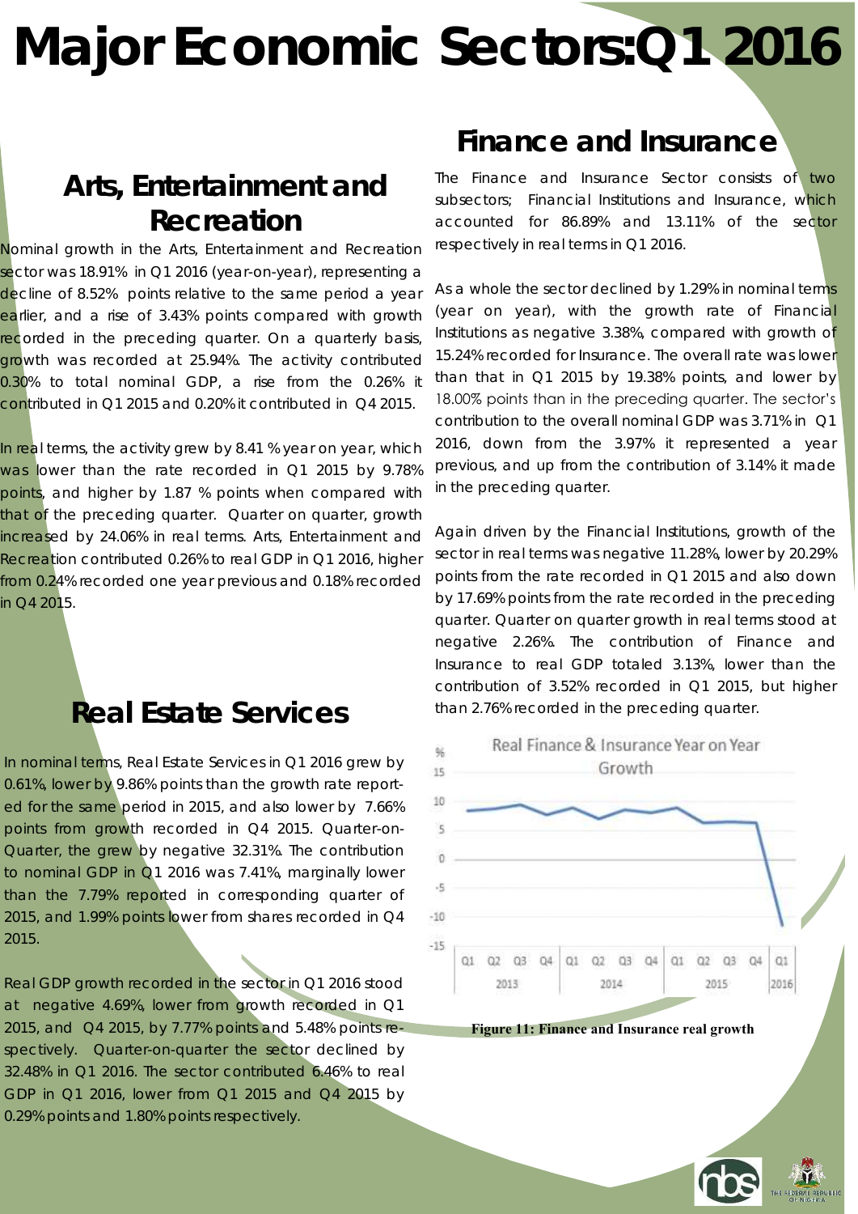# Major Economic Sectors:Q1 2016

## Arts, Entertainment and Recreation

Nominal growth in the Arts, Entertainment and Recreation sector was 18.91% in Q1 2016 (year-on-year), representing a decline of 8.52% points relative to the same period a year earlier, and a rise of 3.43% points compared with growth recorded in the preceding quarter. On a quarterly basis, growth was recorded at 25.94%. The activity contributed 0.30% to total nominal GDP, a rise from the 0.26% it contributed in Q1 2015 and 0.20% it contributed in Q4 2015.

In real terms, the activity grew by 8.41 % year on year, which was lower than the rate recorded in Q1 2015 by 9.78% points, and higher by 1.87 % points when compared with that of the preceding quarter. Quarter on quarter, growth increased by 24.06% in real terms. Arts, Entertainment and Recreation contributed 0.26% to real GDP in Q1 2016, higher from 0.24% recorded one year previous and 0.18% recorded in Q4 2015.

## Real Estate Services

In nominal terms, Real Estate Services in Q1 2016 grew by 0.61%, lower by 9.86% points than the growth rate reported for the same period in 2015, and also lower by 7.66% points from growth recorded in Q4 2015. Quarter-on-Quarter, the grew by negative 32.31%. The contribution to nominal GDP in Q1 2016 was 7.41%, marginally lower than the 7.79% reported in corresponding quarter of 2015, and 1.99% points lower from shares recorded in Q4 2015.

Real GDP growth recorded in the sector in Q1 2016 stood at negative 4.69%, lower from growth recorded in Q1 2015, and Q4 2015, by 7.77% points and 5.48% points respectively. Quarter-on-quarter the sector declined by 32.48% in Q1 2016. The sector contributed 6.46% to real GDP in Q1 2016, lower from Q1 2015 and Q4 2015 by 0.29% points and 1.80% points respectively.

## Finance and Insurance

The Finance and Insurance Sector consists of two subsectors; Financial Institutions and Insurance, which accounted for 86.89% and 13.11% of the sector respectively in real terms in Q1 2016.

As a whole the sector declined by 1.29% in nominal terms (year on year), with the growth rate of Financial Institutions as negative 3.38%, compared with growth of 15.24% recorded for Insurance. The overall rate was lower than that in Q1 2015 by 19.38% points, and lower by 18.00% points than in the preceding quarter. The sector's contribution to the overall nominal GDP was 3.71% in Q1 2016, down from the 3.97% it represented a year previous, and up from the contribution of 3.14% it made in the preceding quarter.

Again driven by the Financial Institutions, growth of the sector in real terms was negative 11.28%, lower by 20.29% points from the rate recorded in Q1 2015 and also down by 17.69% points from the rate recorded in the preceding quarter. Quarter on quarter growth in real terms stood at negative 2.26%. The contribution of Finance and Insurance to real GDP totaled 3.13%, lower than the contribution of 3.52% recorded in Q1 2015, but higher than 2.76% recorded in the preceding quarter.

**Figure 11: Finance and Insurance real growth**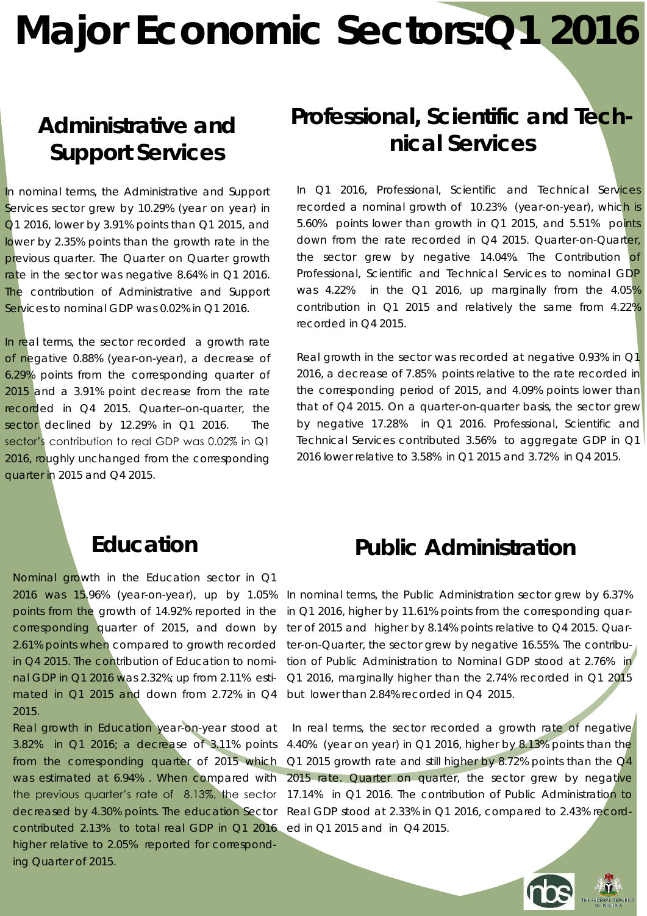# Major Economic Sectors:Q1 2016

## Administrative and Support Services

In nominal terms, the Administrative and Support Services sector grew by 10.29% (year on year) in Q1 2016, lower by 3.91% points than Q1 2015, and lower by 2.35% points than the growth rate in the previous quarter. The Quarter on Quarter growth rate in the sector was negative 8.64% in Q1 2016. The contribution of Administrative and Support Services to nominal GDP was 0.02% in Q1 2016.

In real terms, the sector recorded a growth rate of negative 0.88% (year-on-year), a decrease of 6.29% points from the corresponding quarter of 2015 and a 3.91% point decrease from the rate recorded in Q4 2015. Quarter–on-quarter, the sector declined by 12.29% in Q1 2016. The sector's contribution to real GDP was 0.02% in Q1 2016, roughly unchanged from the corresponding quarter in 2015 and Q4 2015.

## Professional, Scientific and Technical Services

In Q1 2016, Professional, Scientific and Technical Services recorded a nominal growth of 10.23% (year-on-year), which is 5.60% points lower than growth in Q1 2015, and 5.51% points down from the rate recorded in Q4 2015. Quarter-on-Quarter, the sector grew by negative 14.04%. The Contribution of Professional, Scientific and Technical Services to nominal GDP was 4.22% in the Q1 2016, up marginally from the 4.05% contribution in Q1 2015 and relatively the same from 4.22% recorded in Q4 2015.

Real growth in the sector was recorded at negative 0.93% in Q1 2016, a decrease of 7.85% points relative to the rate recorded in the corresponding period of 2015, and 4.09% points lower than that of Q4 2015. On a quarter-on-quarter basis, the sector grew by negative 17.28% in Q1 2016. Professional, Scientific and Technical Services contributed 3.56% to aggregate GDP in Q1 2016 lower relative to 3.58% in Q1 2015 and 3.72% in Q4 2015.

## Education

Nominal growth in the Education sector in Q1 2016 was 15.96% (year-on-year), up by 1.05% points from the growth of 14.92% reported in the corresponding quarter of 2015, and down by 2.61% points when compared to growth recorded in Q4 2015. The contribution of Education to nominal GDP in Q1 2016 was 2.32%; up from 2.11% estimated in Q1 2015 and down from 2.72% in Q4 2015.

Real growth in Education year-on-year stood at 3.82% in Q1 2016; a decrease of 3.11% points from the corresponding quarter of 2015 which was estimated at 6.94% . When compared with the previous quarter's rate of 8.13%, the sector decreased by 4.30% points. The education Sector contributed 2.13% to total real GDP in Q1 2016 higher relative to 2.05% reported for corresponding Quarter of 2015.

## Public Administration

In nominal terms, the Public Administration sector grew by 6.37% in Q1 2016, higher by 11.61% points from the corresponding quarter of 2015 and higher by 8.14% points relative to Q4 2015. Quarter-on-Quarter, the sector grew by negative 16.55%. The contribution of Public Administration to Nominal GDP stood at 2.76% in Q1 2016, marginally higher than the 2.74% recorded in Q1 2015 but lower than 2.84% recorded in Q4 2015.

In real terms, the sector recorded a growth rate of negative 4.40% (year on year) in Q1 2016, higher by 8.13% points than the Q1 2015 growth rate and still higher by 8.72% points than the Q4 2015 rate. Quarter on quarter, the sector grew by negative 17.14% in Q1 2016. The contribution of Public Administration to Real GDP stood at 2.33% in Q1 2016, compared to 2.43% recorded in Q1 2015 and in Q4 2015.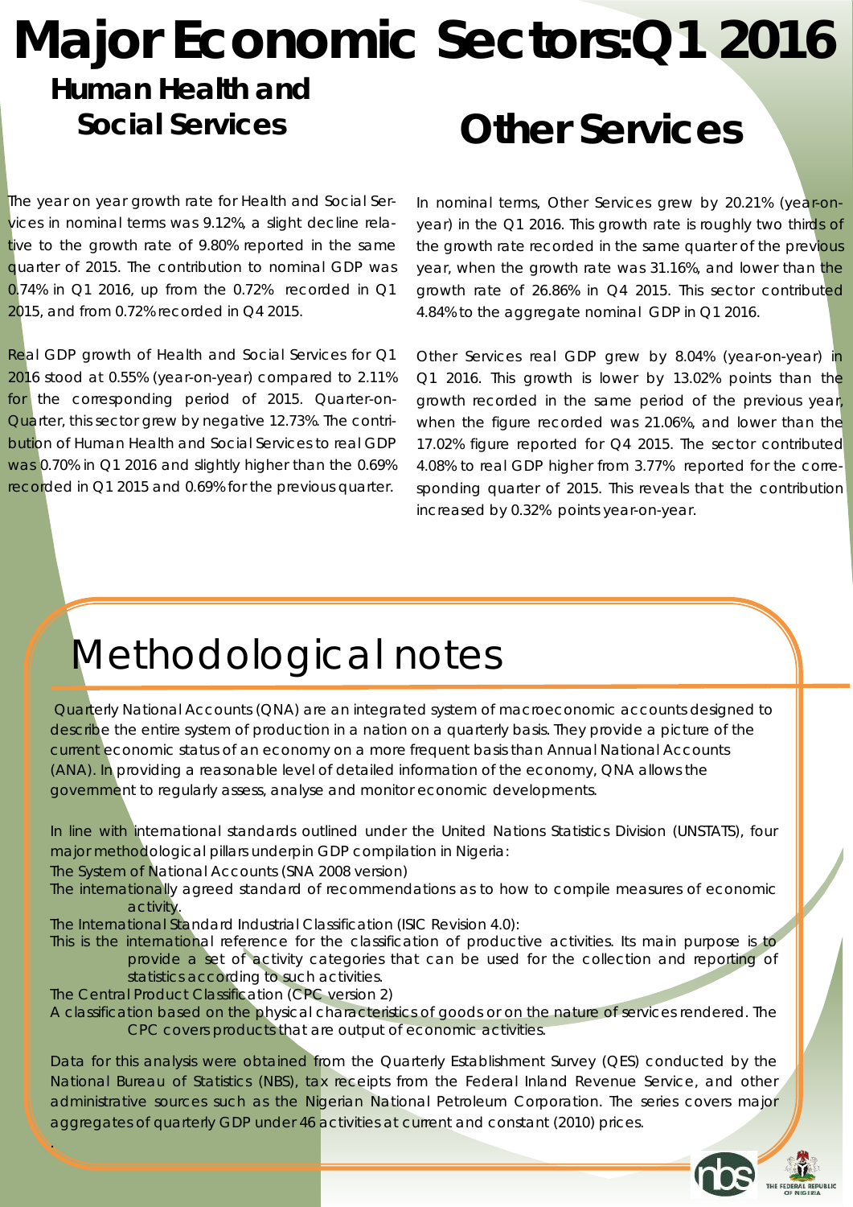# Major Economic Sectors:Q1 2016

## Human Health and Social Services

The year on year growth rate for Health and Social Services in nominal terms was 9.12%, a slight decline relative to the growth rate of 9.80% reported in the same quarter of 2015. The contribution to nominal GDP was 0.74% in Q1 2016, up from the 0.72% recorded in Q1 2015, and from 0.72% recorded in Q4 2015.

Real GDP growth of Health and Social Services for Q1 2016 stood at 0.55% (year-on-year) compared to 2.11% for the corresponding period of 2015. Quarter-on-Quarter, this sector grew by negative 12.73%. The contribution of Human Health and Social Services to real GDP was 0.70% in Q1 2016 and slightly higher than the 0.69% recorded in Q1 2015 and 0.69% for the previous quarter.

## Other Services

In nominal terms, Other Services grew by 20.21% (year-on-year) in the Q1 2016. This growth rate is roughly two thirds of the growth rate recorded in the same quarter of the previous year, when the growth rate was 31.16%, and lower than the growth rate of 26.86% in Q4 2015. This sector contributed 4.84% to the aggregate nominal GDP in Q1 2016.

Other Services real GDP grew by 8.04% (year-on-year) in Q1 2016. This growth is lower by 13.02% points than the growth recorded in the same period of the previous year, when the figure recorded was 21.06%, and lower than the 17.02% figure reported for Q4 2015. The sector contributed 4.08% to real GDP higher from 3.77% reported for the corresponding quarter of 2015. This reveals that the contribution increased by 0.32% points year-on-year.

# Methodological notes

Quarterly National Accounts (QNA) are an integrated system of macroeconomic accounts designed to describe the entire system of production in a nation on a quarterly basis. They provide a picture of the current economic status of an economy on a more frequent basis than Annual National Accounts (ANA). In providing a reasonable level of detailed information of the economy, QNA allows the government to regularly assess, analyse and monitor economic developments.

In line with international standards outlined under the United Nations Statistics Division (UNSTATS), four major methodological pillars underpin GDP compilation in Nigeria:

The System of National Accounts (SNA 2008 version)
The internationally agreed standard of recommendations as to how to compile measures of economic activity.

The International Standard Industrial Classification (ISIC Revision 4.0):
This is the international reference for the classification of productive activities. Its main purpose is to provide a set of activity categories that can be used for the collection and reporting of statistics according to such activities.

The Central Product Classification (CPC version 2)
A classification based on the physical characteristics of goods or on the nature of services rendered. The CPC covers products that are output of economic activities.

Data for this analysis were obtained from the Quarterly Establishment Survey (QES) conducted by the National Bureau of Statistics (NBS), tax receipts from the Federal Inland Revenue Service, and other administrative sources such as the Nigerian National Petroleum Corporation. The series covers major aggregates of quarterly GDP under 46 activities at current and constant (2010) prices.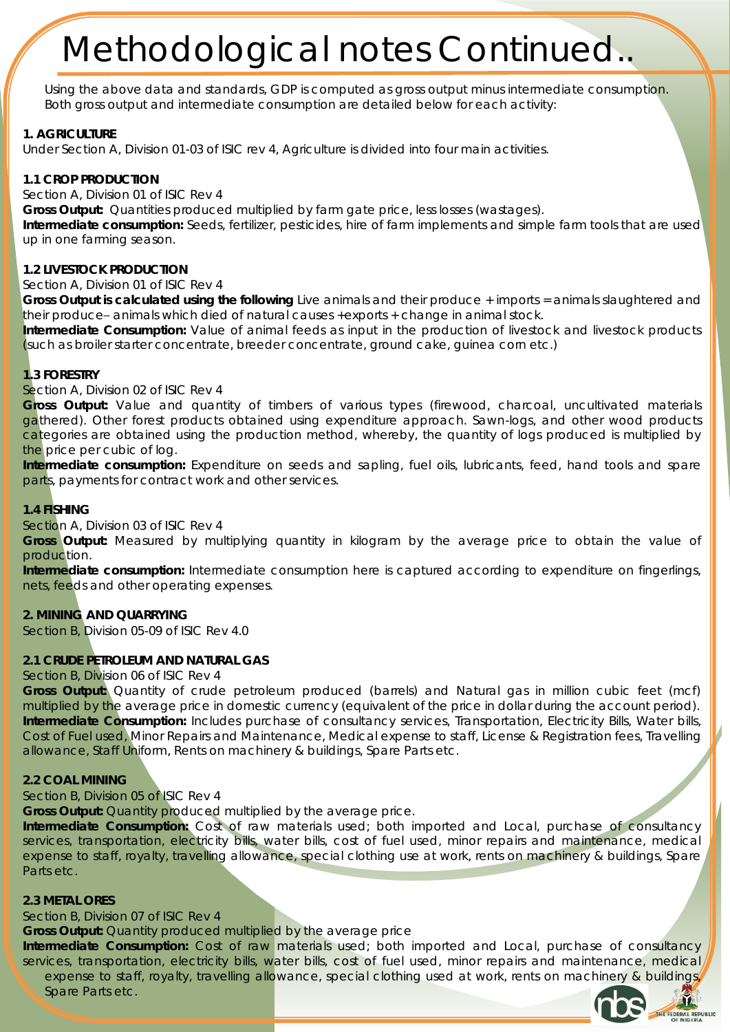# Methodological notes Continued..

Using the above data and standards, GDP is computed as gross output minus intermediate consumption. Both gross output and intermediate consumption are detailed below for each activity:

**1. AGRICULTURE**

Under Section A, Division 01-03 of ISIC rev 4, Agriculture is divided into four main activities.

**1.1 CROP PRODUCTION**

Section A, Division 01 of ISIC Rev 4

**Gross Output:** Quantities produced multiplied by farm gate price, less losses (wastages).

**Intermediate consumption:** Seeds, fertilizer, pesticides, hire of farm implements and simple farm tools that are used up in one farming season.

**1.2 LIVESTOCK PRODUCTION**

Section A, Division 01 of ISIC Rev 4

**Gross Output is calculated using the following** Live animals and their produce + imports = animals slaughtered and their produce– animals which died of natural causes +exports + change in animal stock.

**Intermediate Consumption:** Value of animal feeds as input in the production of livestock and livestock products (such as broiler starter concentrate, breeder concentrate, ground cake, guinea corn etc.)

**1.3 FORESTRY**

Section A, Division 02 of ISIC Rev 4

**Gross Output:** Value and quantity of timbers of various types (firewood, charcoal, uncultivated materials gathered). Other forest products obtained using expenditure approach. Sawn-logs, and other wood products categories are obtained using the production method, whereby, the quantity of logs produced is multiplied by the price per cubic of log.

**Intermediate consumption:** Expenditure on seeds and sapling, fuel oils, lubricants, feed, hand tools and spare parts, payments for contract work and other services.

**1.4 FISHING**

Section A, Division 03 of ISIC Rev 4

**Gross Output:** Measured by multiplying quantity in kilogram by the average price to obtain the value of production.

**Intermediate consumption:** Intermediate consumption here is captured according to expenditure on fingerlings, nets, feeds and other operating expenses.

**2. MINING AND QUARRYING**

Section B, Division 05-09 of ISIC Rev 4.0

**2.1 CRUDE PETROLEUM AND NATURAL GAS**

Section B, Division 06 of ISIC Rev 4

**Gross Output:** Quantity of crude petroleum produced (barrels) and Natural gas in million cubic feet (mcf) multiplied by the average price in domestic currency (equivalent of the price in dollar during the account period).

**Intermediate Consumption:** Includes purchase of consultancy services, Transportation, Electricity Bills, Water bills, Cost of Fuel used, Minor Repairs and Maintenance, Medical expense to staff, License & Registration fees, Travelling allowance, Staff Uniform, Rents on machinery & buildings, Spare Parts etc.

**2.2 COAL MINING**

Section B, Division 05 of ISIC Rev 4

**Gross Output:** Quantity produced multiplied by the average price.

**Intermediate Consumption:** Cost of raw materials used; both imported and Local, purchase of consultancy services, transportation, electricity bills, water bills, cost of fuel used, minor repairs and maintenance, medical expense to staff, royalty, travelling allowance, special clothing use at work, rents on machinery & buildings, Spare Parts etc.

**2.3 METAL ORES**

Section B, Division 07 of ISIC Rev 4

**Gross Output:** Quantity produced multiplied by the average price

**Intermediate Consumption:** Cost of raw materials used; both imported and Local, purchase of consultancy services, transportation, electricity bills, water bills, cost of fuel used, minor repairs and maintenance, medical expense to staff, royalty, travelling allowance, special clothing used at work, rents on machinery & buildings, Spare Parts etc.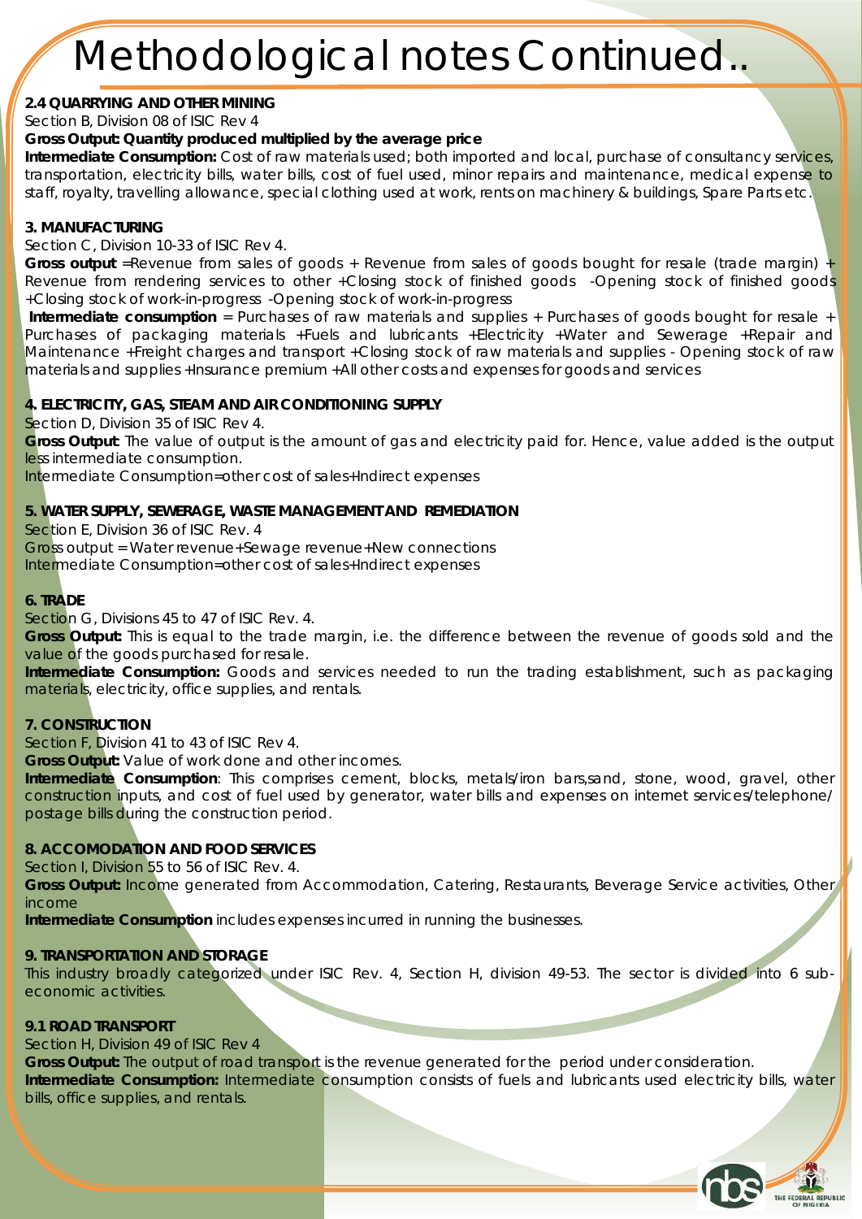# Methodological notes Continued..

**2.4 QUARRYING AND OTHER MINING**

Section B, Division 08 of ISIC Rev 4

**Gross Output: Quantity produced multiplied by the average price**

**Intermediate Consumption:** Cost of raw materials used; both imported and local, purchase of consultancy services, transportation, electricity bills, water bills, cost of fuel used, minor repairs and maintenance, medical expense to staff, royalty, travelling allowance, special clothing used at work, rents on machinery & buildings, Spare Parts etc.

**3. MANUFACTURING**

Section C, Division 10-33 of ISIC Rev 4.

**Gross output** =Revenue from sales of goods + Revenue from sales of goods bought for resale (trade margin) + Revenue from rendering services to other +Closing stock of finished goods -Opening stock of finished goods +Closing stock of work-in-progress -Opening stock of work-in-progress

**Intermediate consumption** = Purchases of raw materials and supplies + Purchases of goods bought for resale + Purchases of packaging materials +Fuels and lubricants +Electricity +Water and Sewerage +Repair and Maintenance +Freight charges and transport +Closing stock of raw materials and supplies - Opening stock of raw materials and supplies +Insurance premium +All other costs and expenses for goods and services

**4. ELECTRICITY, GAS, STEAM AND AIR CONDITIONING SUPPLY**

Section D, Division 35 of ISIC Rev 4.

**Gross Output:** The value of output is the amount of gas and electricity paid for. Hence, value added is the output less intermediate consumption.

Intermediate Consumption=other cost of sales+Indirect expenses

**5. WATER SUPPLY, SEWERAGE, WASTE MANAGEMENT AND REMEDIATION**

Section E, Division 36 of ISIC Rev. 4

Gross output = Water revenue+Sewage revenue+New connections

Intermediate Consumption=other cost of sales+Indirect expenses

**6. TRADE**

Section G, Divisions 45 to 47 of ISIC Rev. 4.

**Gross Output:** This is equal to the trade margin, i.e. the difference between the revenue of goods sold and the value of the goods purchased for resale.

**Intermediate Consumption:** Goods and services needed to run the trading establishment, such as packaging materials, electricity, office supplies, and rentals.

**7. CONSTRUCTION**

Section F, Division 41 to 43 of ISIC Rev 4.

**Gross Output:** Value of work done and other incomes.

**Intermediate Consumption**: This comprises cement, blocks, metals/iron bars,sand, stone, wood, gravel, other construction inputs, and cost of fuel used by generator, water bills and expenses on internet services/telephone/ postage bills during the construction period.

**8. ACCOMODATION AND FOOD SERVICES**

Section I, Division 55 to 56 of ISIC Rev. 4.

**Gross Output:** Income generated from Accommodation, Catering, Restaurants, Beverage Service activities, Other income

**Intermediate Consumption** includes expenses incurred in running the businesses.

**9. TRANSPORTATION AND STORAGE**

This industry broadly categorized under ISIC Rev. 4, Section H, division 49-53. The sector is divided into 6 sub-economic activities.

**9.1 ROAD TRANSPORT**

Section H, Division 49 of ISIC Rev 4

**Gross Output:** The output of road transport is the revenue generated for the period under consideration.

**Intermediate Consumption:** Intermediate consumption consists of fuels and lubricants used electricity bills, water bills, office supplies, and rentals.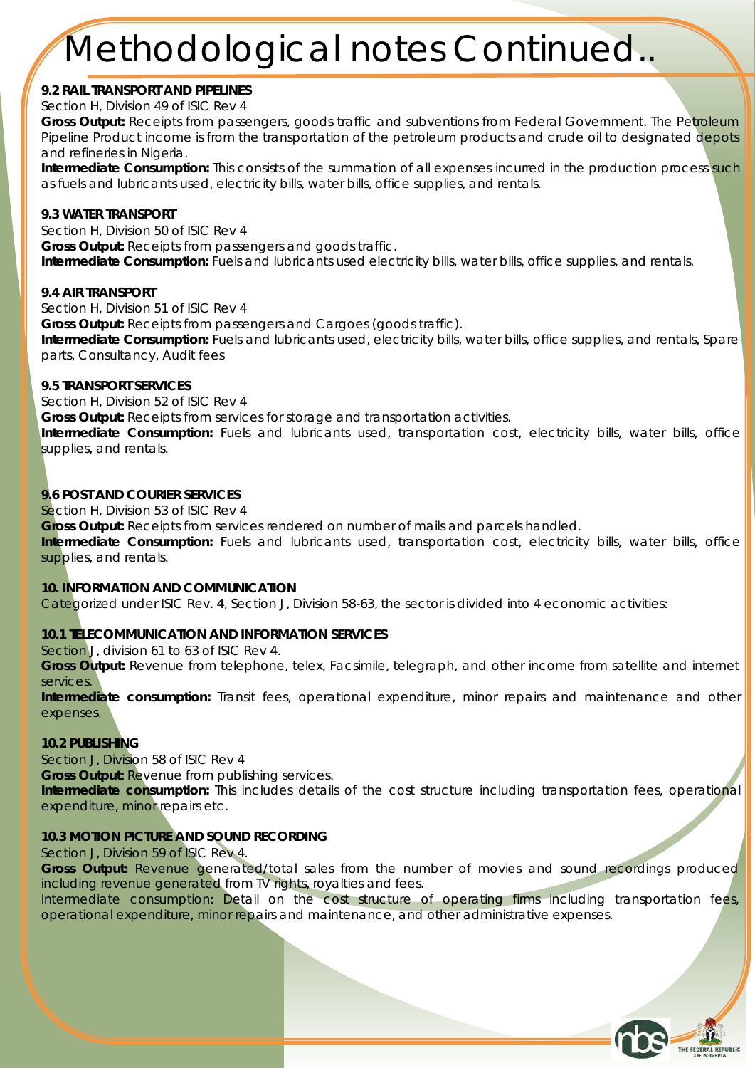# Methodological notes Continued..

**9.2 RAIL TRANSPORT AND PIPELINES**

Section H, Division 49 of ISIC Rev 4

**Gross Output:** Receipts from passengers, goods traffic and subventions from Federal Government. The Petroleum Pipeline Product income is from the transportation of the petroleum products and crude oil to designated depots and refineries in Nigeria.

**Intermediate Consumption:** This consists of the summation of all expenses incurred in the production process such as fuels and lubricants used, electricity bills, water bills, office supplies, and rentals.

**9.3 WATER TRANSPORT**

Section H, Division 50 of ISIC Rev 4

**Gross Output:** Receipts from passengers and goods traffic.

**Intermediate Consumption:** Fuels and lubricants used electricity bills, water bills, office supplies, and rentals.

**9.4 AIR TRANSPORT**

Section H, Division 51 of ISIC Rev 4

**Gross Output:** Receipts from passengers and Cargoes (goods traffic).

**Intermediate Consumption:** Fuels and lubricants used, electricity bills, water bills, office supplies, and rentals, Spare parts, Consultancy, Audit fees

**9.5 TRANSPORT SERVICES**

Section H, Division 52 of ISIC Rev 4

**Gross Output:** Receipts from services for storage and transportation activities.

**Intermediate Consumption:** Fuels and lubricants used, transportation cost, electricity bills, water bills, office supplies, and rentals.

**9.6 POST AND COURIER SERVICES**

Section H, Division 53 of ISIC Rev 4

**Gross Output:** Receipts from services rendered on number of mails and parcels handled.

**Intermediate Consumption:** Fuels and lubricants used, transportation cost, electricity bills, water bills, office supplies, and rentals.

**10. INFORMATION AND COMMUNICATION**

Categorized under ISIC Rev. 4, Section J, Division 58-63, the sector is divided into 4 economic activities:

**10.1 TELECOMMUNICATION AND INFORMATION SERVICES**

Section J, division 61 to 63 of ISIC Rev 4.

**Gross Output:** Revenue from telephone, telex, Facsimile, telegraph, and other income from satellite and internet services.

**Intermediate consumption:** Transit fees, operational expenditure, minor repairs and maintenance and other expenses.

**10.2 PUBLISHING**

Section J, Division 58 of ISIC Rev 4

**Gross Output:** Revenue from publishing services.

**Intermediate consumption:** This includes details of the cost structure including transportation fees, operational expenditure, minor repairs etc.

**10.3 MOTION PICTURE AND SOUND RECORDING**

Section J, Division 59 of ISIC Rev 4.

**Gross Output:** Revenue generated/total sales from the number of movies and sound recordings produced including revenue generated from TV rights, royalties and fees.

Intermediate consumption: Detail on the cost structure of operating firms including transportation fees, operational expenditure, minor repairs and maintenance, and other administrative expenses.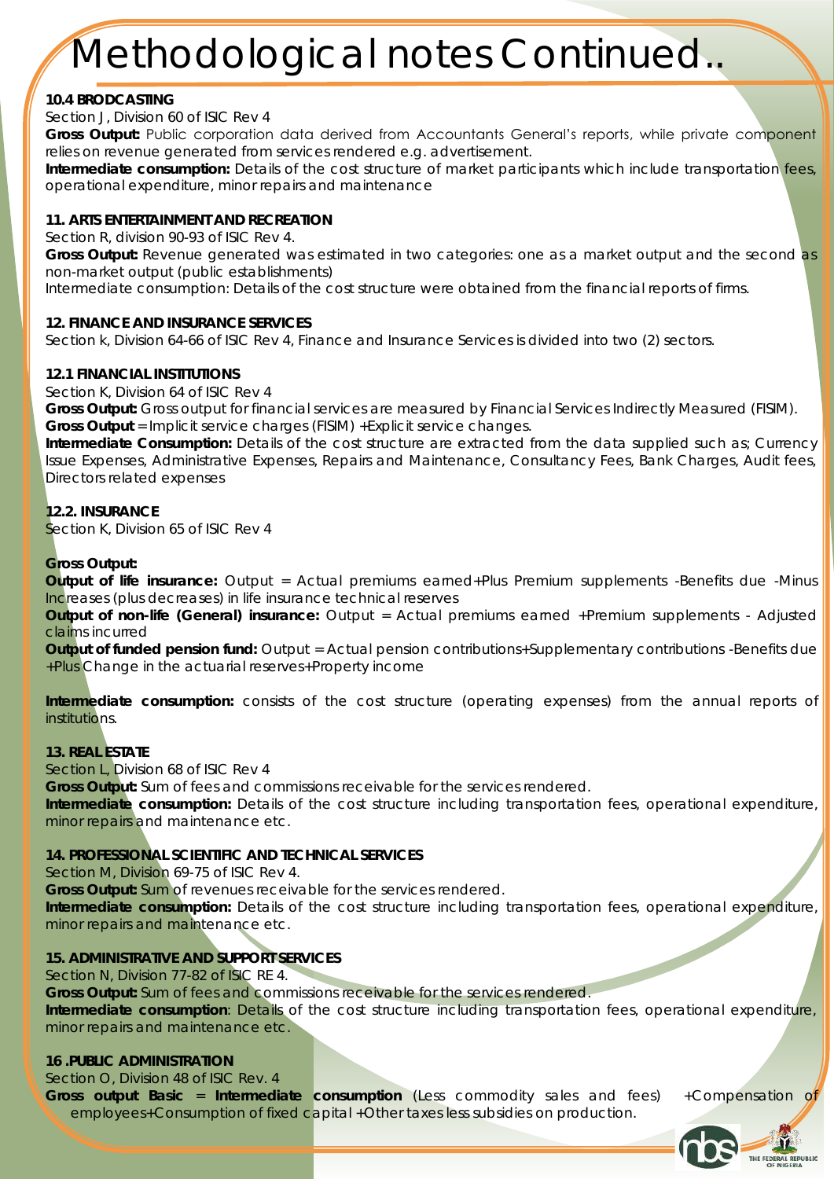# Methodological notes Continued..

**10.4 BRODCASTING**

Section J, Division 60 of ISIC Rev 4

**Gross Output:** Public corporation data derived from Accountants General's reports, while private component relies on revenue generated from services rendered e.g. advertisement.

**Intermediate consumption:** Details of the cost structure of market participants which include transportation fees, operational expenditure, minor repairs and maintenance

**11. ARTS ENTERTAINMENT AND RECREATION**

Section R, division 90-93 of ISIC Rev 4.

**Gross Output:** Revenue generated was estimated in two categories: one as a market output and the second as non-market output (public establishments)

Intermediate consumption: Details of the cost structure were obtained from the financial reports of firms.

**12. FINANCE AND INSURANCE SERVICES**

Section k, Division 64-66 of ISIC Rev 4, Finance and Insurance Services is divided into two (2) sectors.

**12.1 FINANCIAL INSTITUTIONS**

Section K, Division 64 of ISIC Rev 4

**Gross Output:** Gross output for financial services are measured by Financial Services Indirectly Measured (FISIM).

**Gross Output** = Implicit service charges (FISIM) +Explicit service changes.

**Intermediate Consumption:** Details of the cost structure are extracted from the data supplied such as; Currency Issue Expenses, Administrative Expenses, Repairs and Maintenance, Consultancy Fees, Bank Charges, Audit fees, Directors related expenses

**12.2. INSURANCE**

Section K, Division 65 of ISIC Rev 4

**Gross Output:**

**Output of life insurance:** Output = Actual premiums earned+Plus Premium supplements -Benefits due -Minus Increases (plus decreases) in life insurance technical reserves

**Output of non-life (General) insurance:** Output = Actual premiums earned +Premium supplements - Adjusted claims incurred

**Output of funded pension fund:** Output = Actual pension contributions+Supplementary contributions -Benefits due +Plus Change in the actuarial reserves+Property income

**Intermediate consumption:** consists of the cost structure (operating expenses) from the annual reports of institutions.

**13. REAL ESTATE**

Section L, Division 68 of ISIC Rev 4

**Gross Output:** Sum of fees and commissions receivable for the services rendered.

**Intermediate consumption:** Details of the cost structure including transportation fees, operational expenditure, minor repairs and maintenance etc.

**14. PROFESSIONAL SCIENTIFIC AND TECHNICAL SERVICES**

Section M, Division 69-75 of ISIC Rev 4.

**Gross Output:** Sum of revenues receivable for the services rendered.

**Intermediate consumption:** Details of the cost structure including transportation fees, operational expenditure, minor repairs and maintenance etc.

**15. ADMINISTRATIVE AND SUPPORT SERVICES**

Section N, Division 77-82 of ISIC RE 4.

**Gross Output:** Sum of fees and commissions receivable for the services rendered.

**Intermediate consumption**: Details of the cost structure including transportation fees, operational expenditure, minor repairs and maintenance etc.

**16 .PUBLIC ADMINISTRATION**

Section O, Division 48 of ISIC Rev. 4

**Gross output Basic** = **Intermediate consumption** (Less commodity sales and fees) +Compensation of employees+Consumption of fixed capital +Other taxes less subsidies on production.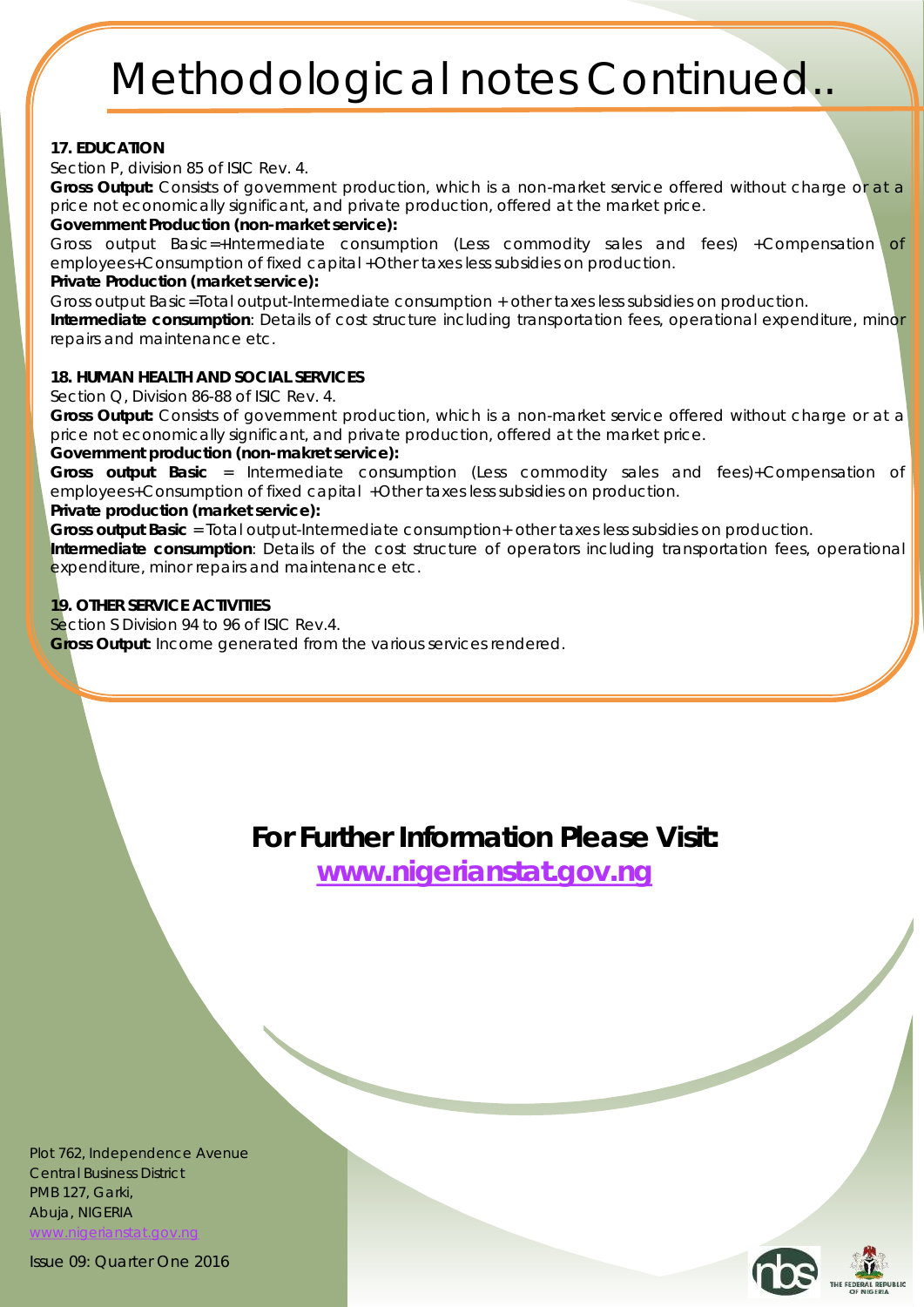# Methodological notes Continued..

**17. EDUCATION**

Section P, division 85 of ISIC Rev. 4.

**Gross Output:** Consists of government production, which is a non-market service offered without charge or at a price not economically significant, and private production, offered at the market price.

**Government Production (non-market service):**

Gross output Basic=+Intermediate consumption (Less commodity sales and fees) +Compensation of employees+Consumption of fixed capital +Other taxes less subsidies on production.

**Private Production (market service):**

Gross output Basic=Total output-Intermediate consumption + other taxes less subsidies on production.

**Intermediate consumption**: Details of cost structure including transportation fees, operational expenditure, minor repairs and maintenance etc.

**18. HUMAN HEALTH AND SOCIAL SERVICES**

Section Q, Division 86-88 of ISIC Rev. 4.

**Gross Output:** Consists of government production, which is a non-market service offered without charge or at a price not economically significant, and private production, offered at the market price.

**Government production (non-makret service):**

**Gross output Basic** = Intermediate consumption (Less commodity sales and fees)+Compensation of employees+Consumption of fixed capital +Other taxes less subsidies on production.

**Private production (market service):**

**Gross output Basic** = Total output-Intermediate consumption+ other taxes less subsidies on production.

**Intermediate consumption**: Details of the cost structure of operators including transportation fees, operational expenditure, minor repairs and maintenance etc.

**19. OTHER SERVICE ACTIVITIES**

Section S Division 94 to 96 of ISIC Rev.4.

**Gross Output:** Income generated from the various services rendered.

## For Further Information Please Visit:

**www.nigerianstat.gov.ng**

Plot 762, Independence Avenue
Central Business District
PMB 127, Garki,
Abuja, NIGERIA
www.nigerianstat.gov.ng

Issue 09: Quarter One 2016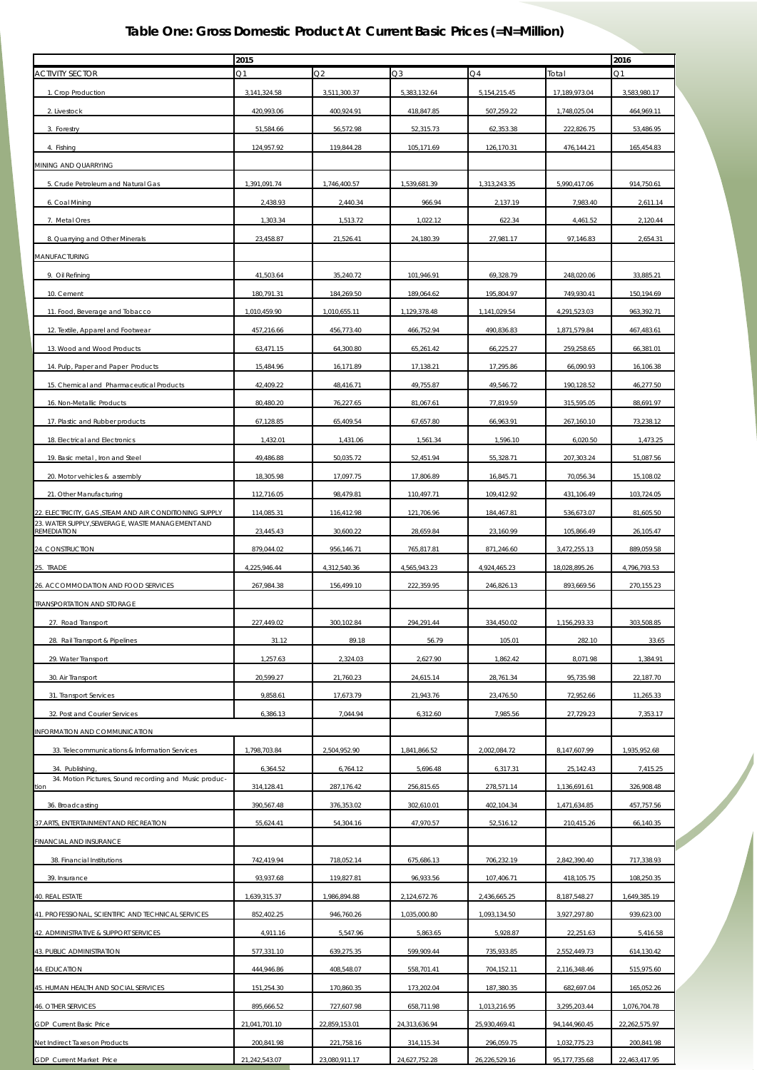# Table One: Gross Domestic Product At Current Basic Prices (=N=Million)

| | 2015 | | | | | 2016 |
|---|---|---|---|---|---|---|
| ACTIVITY SECTOR | Q1 | Q2 | Q3 | Q4 | Total | Q1 |
| 1. Crop Production | 3,141,324.58 | 3,511,300.37 | 5,383,132.64 | 5,154,215.45 | 17,189,973.04 | 3,583,980.17 |
| 2. Livestock | 420,993.06 | 400,924.91 | 418,847.85 | 507,259.22 | 1,748,025.04 | 464,969.11 |
| 3. Forestry | 51,584.66 | 56,572.98 | 52,315.73 | 62,353.38 | 222,826.75 | 53,486.95 |
| 4. Fishing | 124,957.92 | 119,844.28 | 105,171.69 | 126,170.31 | 476,144.21 | 165,454.83 |
| MINING AND QUARRYING | | | | | | |
| 5. Crude Petroleum and Natural Gas | 1,391,091.74 | 1,746,400.57 | 1,539,681.39 | 1,313,243.35 | 5,990,417.06 | 914,750.61 |
| 6. Coal Mining | 2,438.93 | 2,440.34 | 966.94 | 2,137.19 | 7,983.40 | 2,611.14 |
| 7. Metal Ores | 1,303.34 | 1,513.72 | 1,022.12 | 622.34 | 4,461.52 | 2,120.44 |
| 8. Quarrying and Other Minerals | 23,458.87 | 21,526.41 | 24,180.39 | 27,981.17 | 97,146.83 | 2,654.31 |
| MANUFACTURING | | | | | | |
| 9. Oil Refining | 41,503.64 | 35,240.72 | 101,946.91 | 69,328.79 | 248,020.06 | 33,885.21 |
| 10. Cement | 180,791.31 | 184,269.50 | 189,064.62 | 195,804.97 | 749,930.41 | 150,194.69 |
| 11. Food, Beverage and Tobacco | 1,010,459.90 | 1,010,655.11 | 1,129,378.48 | 1,141,029.54 | 4,291,523.03 | 963,392.71 |
| 12. Textile, Apparel and Footwear | 457,216.66 | 456,773.40 | 466,752.94 | 490,836.83 | 1,871,579.84 | 467,483.61 |
| 13. Wood and Wood Products | 63,471.15 | 64,300.80 | 65,261.42 | 66,225.27 | 259,258.65 | 66,381.01 |
| 14. Pulp, Paper and Paper Products | 15,484.96 | 16,171.89 | 17,138.21 | 17,295.86 | 66,090.93 | 16,106.38 |
| 15. Chemical and Pharmaceutical Products | 42,409.22 | 48,416.71 | 49,755.87 | 49,546.72 | 190,128.52 | 46,277.50 |
| 16. Non-Metallic Products | 80,480.20 | 76,227.65 | 81,067.61 | 77,819.59 | 315,595.05 | 88,691.97 |
| 17. Plastic and Rubber products | 67,128.85 | 65,409.54 | 67,657.80 | 66,963.91 | 267,160.10 | 73,238.12 |
| 18. Electrical and Electronics | 1,432.01 | 1,431.06 | 1,561.34 | 1,596.10 | 6,020.50 | 1,473.25 |
| 19. Basic metal , Iron and Steel | 49,486.88 | 50,035.72 | 52,451.94 | 55,328.71 | 207,303.24 | 51,087.56 |
| 20. Motor vehicles & assembly | 18,305.98 | 17,097.75 | 17,806.89 | 16,845.71 | 70,056.34 | 15,108.02 |
| 21. Other Manufacturing | 112,716.05 | 98,479.81 | 110,497.71 | 109,412.92 | 431,106.49 | 103,724.05 |
| 22. ELECTRICITY, GAS ,STEAM AND AIR CONDITIONING SUPPLY | 114,085.31 | 116,412.98 | 121,706.96 | 184,467.81 | 536,673.07 | 81,605.50 |
| 23. WATER SUPPLY,SEWERAGE, WASTE MANAGEMENT AND REMEDIATION | 23,445.43 | 30,600.22 | 28,659.84 | 23,160.99 | 105,866.49 | 26,105.47 |
| 24. CONSTRUCTION | 879,044.02 | 956,146.71 | 765,817.81 | 871,246.60 | 3,472,255.13 | 889,059.58 |
| 25. TRADE | 4,225,946.44 | 4,312,540.36 | 4,565,943.23 | 4,924,465.23 | 18,028,895.26 | 4,796,793.53 |
| 26. ACCOMMODATION AND FOOD SERVICES | 267,984.38 | 156,499.10 | 222,359.95 | 246,826.13 | 893,669.56 | 270,155.23 |
| TRANSPORTATION AND STORAGE | | | | | | |
| 27. Road Transport | 227,449.02 | 300,102.84 | 294,291.44 | 334,450.02 | 1,156,293.33 | 303,508.85 |
| 28. Rail Transport & Pipelines | 31.12 | 89.18 | 56.79 | 105.01 | 282.10 | 33.65 |
| 29. Water Transport | 1,257.63 | 2,324.03 | 2,627.90 | 1,862.42 | 8,071.98 | 1,384.91 |
| 30. Air Transport | 20,599.27 | 21,760.23 | 24,615.14 | 28,761.34 | 95,735.98 | 22,187.70 |
| 31. Transport Services | 9,858.61 | 17,673.79 | 21,943.76 | 23,476.50 | 72,952.66 | 11,265.33 |
| 32. Post and Courier Services | 6,386.13 | 7,044.94 | 6,312.60 | 7,985.56 | 27,729.23 | 7,353.17 |
| INFORMATION AND COMMUNICATION | | | | | | |
| 33. Telecommunications & Information Services | 1,798,703.84 | 2,504,952.90 | 1,841,866.52 | 2,002,084.72 | 8,147,607.99 | 1,935,952.68 |
| 34. Publishing, | 6,364.52 | 6,764.12 | 5,696.48 | 6,317.31 | 25,142.43 | 7,415.25 |
| 34. Motion Pictures, Sound recording and Music production | 314,128.41 | 287,176.42 | 256,815.65 | 278,571.14 | 1,136,691.61 | 326,908.48 |
| 36. Broadcasting | 390,567.48 | 376,353.02 | 302,610.01 | 402,104.34 | 1,471,634.85 | 457,757.56 |
| 37.ARTS, ENTERTAINMENT AND RECREATION | 55,624.41 | 54,304.16 | 47,970.57 | 52,516.12 | 210,415.26 | 66,140.35 |
| FINANCIAL AND INSURANCE | | | | | | |
| 38. Financial Institutions | 742,419.94 | 718,052.14 | 675,686.13 | 706,232.19 | 2,842,390.40 | 717,338.93 |
| 39. Insurance | 93,937.68 | 119,827.81 | 96,933.56 | 107,406.71 | 418,105.75 | 108,250.35 |
| 40. REAL ESTATE | 1,639,315.37 | 1,986,894.88 | 2,124,672.76 | 2,436,665.25 | 8,187,548.27 | 1,649,385.19 |
| 41. PROFESSIONAL, SCIENTIFIC AND TECHNICAL SERVICES | 852,402.25 | 946,760.26 | 1,035,000.80 | 1,093,134.50 | 3,927,297.80 | 939,623.00 |
| 42. ADMINISTRATIVE & SUPPORT SERVICES | 4,911.16 | 5,547.96 | 5,863.65 | 5,928.87 | 22,251.63 | 5,416.58 |
| 43. PUBLIC ADMINISTRATION | 577,331.10 | 639,275.35 | 599,909.44 | 735,933.85 | 2,552,449.73 | 614,130.42 |
| 44. EDUCATION | 444,946.86 | 408,548.07 | 558,701.41 | 704,152.11 | 2,116,348.46 | 515,975.60 |
| 45. HUMAN HEALTH AND SOCIAL SERVICES | 151,254.30 | 170,860.35 | 173,202.04 | 187,380.35 | 682,697.04 | 165,052.26 |
| 46. OTHER SERVICES | 895,666.52 | 727,607.98 | 658,711.98 | 1,013,216.95 | 3,295,203.44 | 1,076,704.78 |
| GDP Current Basic Price | 21,041,701.10 | 22,859,153.01 | 24,313,636.94 | 25,930,469.41 | 94,144,960.45 | 22,262,575.97 |
| Net Indirect Taxes on Products | 200,841.98 | 221,758.16 | 314,115.34 | 296,059.75 | 1,032,775.23 | 200,841.98 |
| GDP Current Market Price | 21,242,543.07 | 23,080,911.17 | 24,627,752.28 | 26,226,529.16 | 95,177,735.68 | 22,463,417.95 |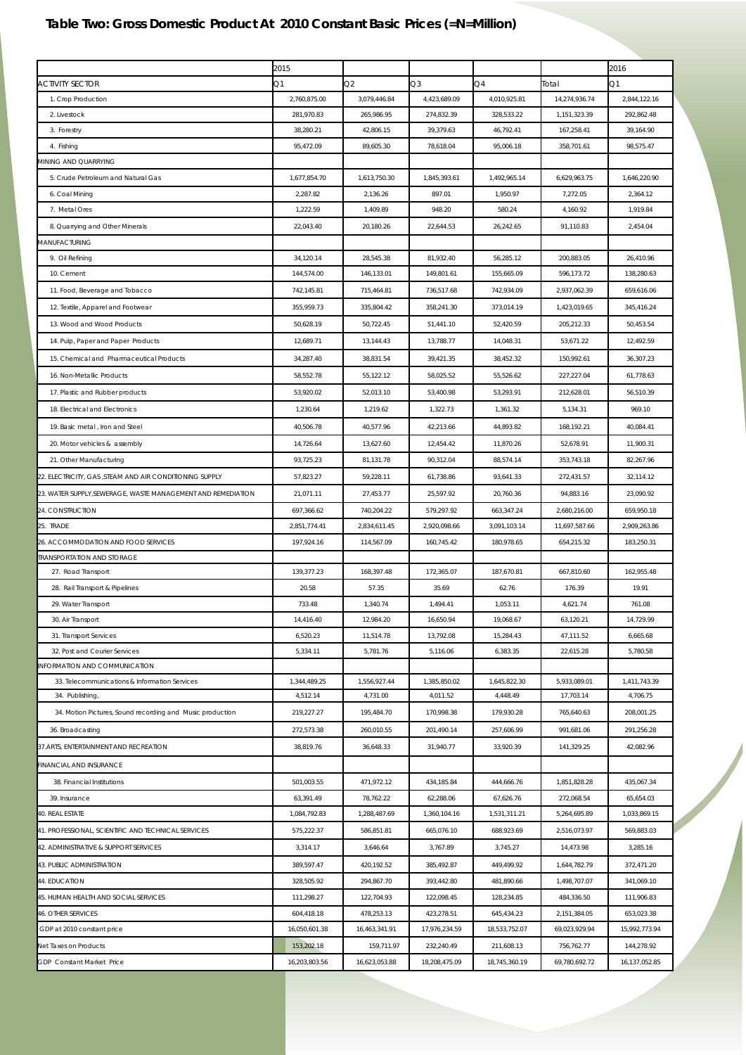## Table Two: Gross Domestic Product At 2010 Constant Basic Prices (=N=Million)

| | 2015 | | | | | 2016 |
|---|---|---|---|---|---|---|
| ACTIVITY SECTOR | Q1 | Q2 | Q3 | Q4 | Total | Q1 |
| 1. Crop Production | 2,760,875.00 | 3,079,446.84 | 4,423,689.09 | 4,010,925.81 | 14,274,936.74 | 2,844,122.16 |
| 2. Livestock | 281,970.83 | 265,986.95 | 274,832.39 | 328,533.22 | 1,151,323.39 | 292,862.48 |
| 3. Forestry | 38,280.21 | 42,806.15 | 39,379.63 | 46,792.41 | 167,258.41 | 39,164.90 |
| 4. Fishing | 95,472.09 | 89,605.30 | 78,618.04 | 95,006.18 | 358,701.61 | 98,575.47 |
| MINING AND QUARRYING | | | | | | |
| 5. Crude Petroleum and Natural Gas | 1,677,854.70 | 1,613,750.30 | 1,845,393.61 | 1,492,965.14 | 6,629,963.75 | 1,646,220.90 |
| 6. Coal Mining | 2,287.82 | 2,136.26 | 897.01 | 1,950.97 | 7,272.05 | 2,364.12 |
| 7. Metal Ores | 1,222.59 | 1,409.89 | 948.20 | 580.24 | 4,160.92 | 1,919.84 |
| 8. Quarrying and Other Minerals | 22,043.40 | 20,180.26 | 22,644.53 | 26,242.65 | 91,110.83 | 2,454.04 |
| MANUFACTURING | | | | | | |
| 9. Oil Refining | 34,120.14 | 28,545.38 | 81,932.40 | 56,285.12 | 200,883.05 | 26,410.96 |
| 10. Cement | 144,574.00 | 146,133.01 | 149,801.61 | 155,665.09 | 596,173.72 | 138,280.63 |
| 11. Food, Beverage and Tobacco | 742,145.81 | 715,464.81 | 736,517.68 | 742,934.09 | 2,937,062.39 | 659,616.06 |
| 12. Textile, Apparel and Footwear | 355,959.73 | 335,804.42 | 358,241.30 | 373,014.19 | 1,423,019.65 | 345,416.24 |
| 13. Wood and Wood Products | 50,628.19 | 50,722.45 | 51,441.10 | 52,420.59 | 205,212.33 | 50,453.54 |
| 14. Pulp, Paper and Paper Products | 12,689.71 | 13,144.43 | 13,788.77 | 14,048.31 | 53,671.22 | 12,492.59 |
| 15. Chemical and Pharmaceutical Products | 34,287.40 | 38,831.54 | 39,421.35 | 38,452.32 | 150,992.61 | 36,307.23 |
| 16. Non-Metallic Products | 58,552.78 | 55,122.12 | 58,025.52 | 55,526.62 | 227,227.04 | 61,778.63 |
| 17. Plastic and Rubber products | 53,920.02 | 52,013.10 | 53,400.98 | 53,293.91 | 212,628.01 | 56,510.39 |
| 18. Electrical and Electronics | 1,230.64 | 1,219.62 | 1,322.73 | 1,361.32 | 5,134.31 | 969.10 |
| 19. Basic metal , Iron and Steel | 40,506.78 | 40,577.96 | 42,213.66 | 44,893.82 | 168,192.21 | 40,084.41 |
| 20. Motor vehicles & assembly | 14,726.64 | 13,627.60 | 12,454.42 | 11,870.26 | 52,678.91 | 11,900.31 |
| 21. Other Manufacturing | 93,725.23 | 81,131.78 | 90,312.04 | 88,574.14 | 353,743.18 | 82,267.96 |
| 22. ELECTRICITY, GAS ,STEAM AND AIR CONDITIONING SUPPLY | 57,823.27 | 59,228.11 | 61,738.86 | 93,641.33 | 272,431.57 | 32,114.12 |
| 23. WATER SUPPLY,SEWERAGE, WASTE MANAGEMENT AND REMEDIATION | 21,071.11 | 27,453.77 | 25,597.92 | 20,760.36 | 94,883.16 | 23,090.92 |
| 24. CONSTRUCTION | 697,366.62 | 740,204.22 | 579,297.92 | 663,347.24 | 2,680,216.00 | 659,950.18 |
| 25. TRADE | 2,851,774.41 | 2,834,611.45 | 2,920,098.66 | 3,091,103.14 | 11,697,587.66 | 2,909,263.86 |
| 26. ACCOMMODATION AND FOOD SERVICES | 197,924.16 | 114,567.09 | 160,745.42 | 180,978.65 | 654,215.32 | 183,250.31 |
| TRANSPORTATION AND STORAGE | | | | | | |
| 27. Road Transport | 139,377.23 | 168,397.48 | 172,365.07 | 187,670.81 | 667,810.60 | 162,955.48 |
| 28. Rail Transport & Pipelines | 20.58 | 57.35 | 35.69 | 62.76 | 176.39 | 19.91 |
| 29. Water Transport | 733.48 | 1,340.74 | 1,494.41 | 1,053.11 | 4,621.74 | 761.08 |
| 30. Air Transport | 14,416.40 | 12,984.20 | 16,650.94 | 19,068.67 | 63,120.21 | 14,729.99 |
| 31. Transport Services | 6,520.23 | 11,514.78 | 13,792.08 | 15,284.43 | 47,111.52 | 6,665.68 |
| 32. Post and Courier Services | 5,334.11 | 5,781.76 | 5,116.06 | 6,383.35 | 22,615.28 | 5,780.58 |
| INFORMATION AND COMMUNICATION | | | | | | |
| 33. Telecommunications & Information Services | 1,344,489.25 | 1,556,927.44 | 1,385,850.02 | 1,645,822.30 | 5,933,089.01 | 1,411,743.39 |
| 34. Publishing, | 4,512.14 | 4,731.00 | 4,011.52 | 4,448.49 | 17,703.14 | 4,706.75 |
| 34. Motion Pictures, Sound recording and Music production | 219,227.27 | 195,484.70 | 170,998.38 | 179,930.28 | 765,640.63 | 208,001.25 |
| 36. Broadcasting | 272,573.38 | 260,010.55 | 201,490.14 | 257,606.99 | 991,681.06 | 291,256.28 |
| 37.ARTS, ENTERTAINMENT AND RECREATION | 38,819.76 | 36,648.33 | 31,940.77 | 33,920.39 | 141,329.25 | 42,082.96 |
| FINANCIAL AND INSURANCE | | | | | | |
| 38. Financial Institutions | 501,003.55 | 471,972.12 | 434,185.84 | 444,666.76 | 1,851,828.28 | 435,067.34 |
| 39. Insurance | 63,391.49 | 78,762.22 | 62,288.06 | 67,626.76 | 272,068.54 | 65,654.03 |
| 40. REAL ESTATE | 1,084,792.83 | 1,288,487.69 | 1,360,104.16 | 1,531,311.21 | 5,264,695.89 | 1,033,869.15 |
| 41. PROFESSIONAL, SCIENTIFIC AND TECHNICAL SERVICES | 575,222.37 | 586,851.81 | 665,076.10 | 688,923.69 | 2,516,073.97 | 569,883.03 |
| 42. ADMINISTRATIVE & SUPPORT SERVICES | 3,314.17 | 3,646.64 | 3,767.89 | 3,745.27 | 14,473.98 | 3,285.16 |
| 43. PUBLIC ADMINISTRATION | 389,597.47 | 420,192.52 | 385,492.87 | 449,499.92 | 1,644,782.79 | 372,471.20 |
| 44. EDUCATION | 328,505.92 | 294,867.70 | 393,442.80 | 481,890.66 | 1,498,707.07 | 341,069.10 |
| 45. HUMAN HEALTH AND SOCIAL SERVICES | 111,298.27 | 122,704.93 | 122,098.45 | 128,234.85 | 484,336.50 | 111,906.83 |
| 46. OTHER SERVICES | 604,418.18 | 478,253.13 | 423,278.51 | 645,434.23 | 2,151,384.05 | 653,023.38 |
| GDP at 2010 constant price | 16,050,601.38 | 16,463,341.91 | 17,976,234.59 | 18,533,752.07 | 69,023,929.94 | 15,992,773.94 |
| Net Taxes on Products | 153,202.18 | 159,711.97 | 232,240.49 | 211,608.13 | 756,762.77 | 144,278.92 |
| GDP Constant Market Price | 16,203,803.56 | 16,623,053.88 | 18,208,475.09 | 18,745,360.19 | 69,780,692.72 | 16,137,052.85 |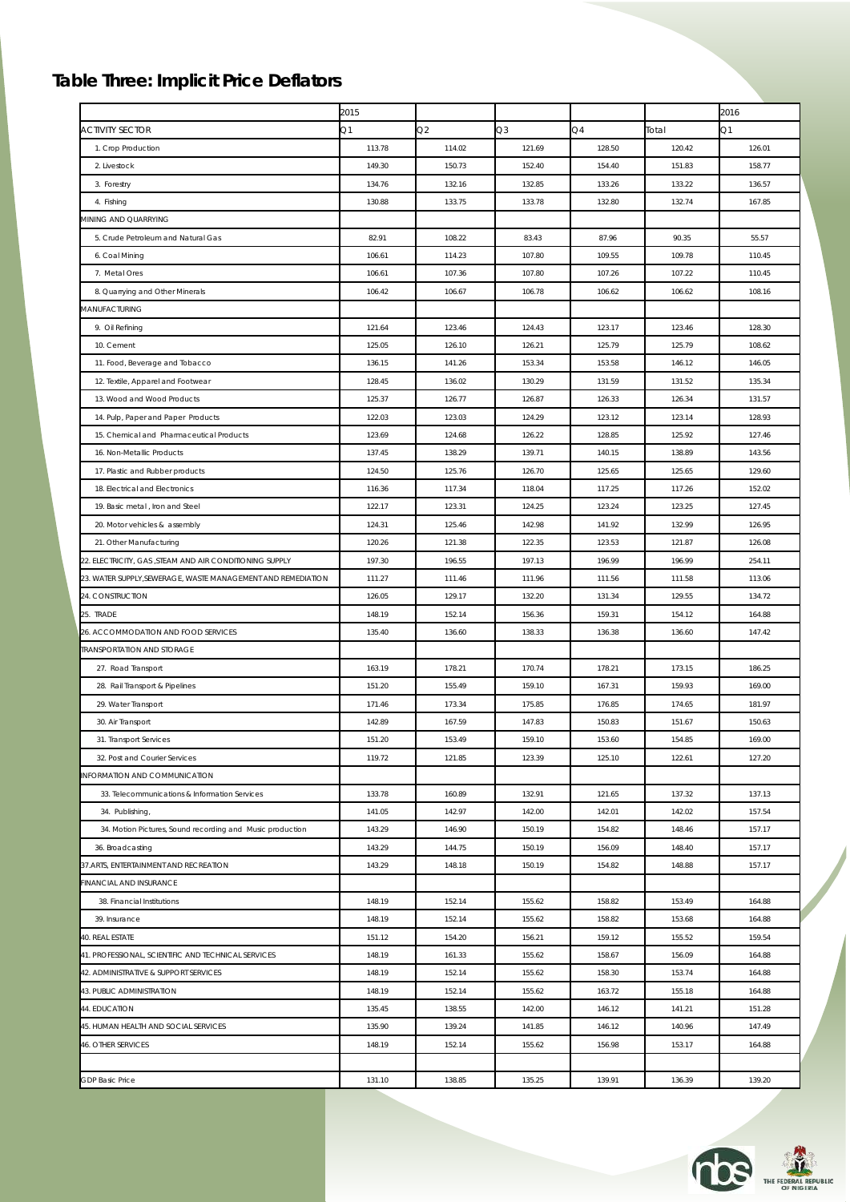## Table Three: Implicit Price Deflators

| | 2015 | | | | | 2016 |
|---|---|---|---|---|---|---|
| ACTIVITY SECTOR | Q1 | Q2 | Q3 | Q4 | Total | Q1 |
| 1. Crop Production | 113.78 | 114.02 | 121.69 | 128.50 | 120.42 | 126.01 |
| 2. Livestock | 149.30 | 150.73 | 152.40 | 154.40 | 151.83 | 158.77 |
| 3. Forestry | 134.76 | 132.16 | 132.85 | 133.26 | 133.22 | 136.57 |
| 4. Fishing | 130.88 | 133.75 | 133.78 | 132.80 | 132.74 | 167.85 |
| MINING AND QUARRYING | | | | | | |
| 5. Crude Petroleum and Natural Gas | 82.91 | 108.22 | 83.43 | 87.96 | 90.35 | 55.57 |
| 6. Coal Mining | 106.61 | 114.23 | 107.80 | 109.55 | 109.78 | 110.45 |
| 7. Metal Ores | 106.61 | 107.36 | 107.80 | 107.26 | 107.22 | 110.45 |
| 8. Quarrying and Other Minerals | 106.42 | 106.67 | 106.78 | 106.62 | 106.62 | 108.16 |
| MANUFACTURING | | | | | | |
| 9. Oil Refining | 121.64 | 123.46 | 124.43 | 123.17 | 123.46 | 128.30 |
| 10. Cement | 125.05 | 126.10 | 126.21 | 125.79 | 125.79 | 108.62 |
| 11. Food, Beverage and Tobacco | 136.15 | 141.26 | 153.34 | 153.58 | 146.12 | 146.05 |
| 12. Textile, Apparel and Footwear | 128.45 | 136.02 | 130.29 | 131.59 | 131.52 | 135.34 |
| 13. Wood and Wood Products | 125.37 | 126.77 | 126.87 | 126.33 | 126.34 | 131.57 |
| 14. Pulp, Paper and Paper Products | 122.03 | 123.03 | 124.29 | 123.12 | 123.14 | 128.93 |
| 15. Chemical and Pharmaceutical Products | 123.69 | 124.68 | 126.22 | 128.85 | 125.92 | 127.46 |
| 16. Non-Metallic Products | 137.45 | 138.29 | 139.71 | 140.15 | 138.89 | 143.56 |
| 17. Plastic and Rubber products | 124.50 | 125.76 | 126.70 | 125.65 | 125.65 | 129.60 |
| 18. Electrical and Electronics | 116.36 | 117.34 | 118.04 | 117.25 | 117.26 | 152.02 |
| 19. Basic metal , Iron and Steel | 122.17 | 123.31 | 124.25 | 123.24 | 123.25 | 127.45 |
| 20. Motor vehicles & assembly | 124.31 | 125.46 | 142.98 | 141.92 | 132.99 | 126.95 |
| 21. Other Manufacturing | 120.26 | 121.38 | 122.35 | 123.53 | 121.87 | 126.08 |
| 22. ELECTRICITY, GAS ,STEAM AND AIR CONDITIONING SUPPLY | 197.30 | 196.55 | 197.13 | 196.99 | 196.99 | 254.11 |
| 23. WATER SUPPLY,SEWERAGE, WASTE MANAGEMENT AND REMEDIATION | 111.27 | 111.46 | 111.96 | 111.56 | 111.58 | 113.06 |
| 24. CONSTRUCTION | 126.05 | 129.17 | 132.20 | 131.34 | 129.55 | 134.72 |
| 25. TRADE | 148.19 | 152.14 | 156.36 | 159.31 | 154.12 | 164.88 |
| 26. ACCOMMODATION AND FOOD SERVICES | 135.40 | 136.60 | 138.33 | 136.38 | 136.60 | 147.42 |
| TRANSPORTATION AND STORAGE | | | | | | |
| 27. Road Transport | 163.19 | 178.21 | 170.74 | 178.21 | 173.15 | 186.25 |
| 28. Rail Transport & Pipelines | 151.20 | 155.49 | 159.10 | 167.31 | 159.93 | 169.00 |
| 29. Water Transport | 171.46 | 173.34 | 175.85 | 176.85 | 174.65 | 181.97 |
| 30. Air Transport | 142.89 | 167.59 | 147.83 | 150.83 | 151.67 | 150.63 |
| 31. Transport Services | 151.20 | 153.49 | 159.10 | 153.60 | 154.85 | 169.00 |
| 32. Post and Courier Services | 119.72 | 121.85 | 123.39 | 125.10 | 122.61 | 127.20 |
| INFORMATION AND COMMUNICATION | | | | | | |
| 33. Telecommunications & Information Services | 133.78 | 160.89 | 132.91 | 121.65 | 137.32 | 137.13 |
| 34. Publishing, | 141.05 | 142.97 | 142.00 | 142.01 | 142.02 | 157.54 |
| 34. Motion Pictures, Sound recording and Music production | 143.29 | 146.90 | 150.19 | 154.82 | 148.46 | 157.17 |
| 36. Broadcasting | 143.29 | 144.75 | 150.19 | 156.09 | 148.40 | 157.17 |
| 37.ARTS, ENTERTAINMENT AND RECREATION | 143.29 | 148.18 | 150.19 | 154.82 | 148.88 | 157.17 |
| FINANCIAL AND INSURANCE | | | | | | |
| 38. Financial Institutions | 148.19 | 152.14 | 155.62 | 158.82 | 153.49 | 164.88 |
| 39. Insurance | 148.19 | 152.14 | 155.62 | 158.82 | 153.68 | 164.88 |
| 40. REAL ESTATE | 151.12 | 154.20 | 156.21 | 159.12 | 155.52 | 159.54 |
| 41. PROFESSIONAL, SCIENTIFIC AND TECHNICAL SERVICES | 148.19 | 161.33 | 155.62 | 158.67 | 156.09 | 164.88 |
| 42. ADMINISTRATIVE & SUPPORT SERVICES | 148.19 | 152.14 | 155.62 | 158.30 | 153.74 | 164.88 |
| 43. PUBLIC ADMINISTRATION | 148.19 | 152.14 | 155.62 | 163.72 | 155.18 | 164.88 |
| 44. EDUCATION | 135.45 | 138.55 | 142.00 | 146.12 | 141.21 | 151.28 |
| 45. HUMAN HEALTH AND SOCIAL SERVICES | 135.90 | 139.24 | 141.85 | 146.12 | 140.96 | 147.49 |
| 46. OTHER SERVICES | 148.19 | 152.14 | 155.62 | 156.98 | 153.17 | 164.88 |
| | | | | | | |
| GDP Basic Price | 131.10 | 138.85 | 135.25 | 139.91 | 136.39 | 139.20 |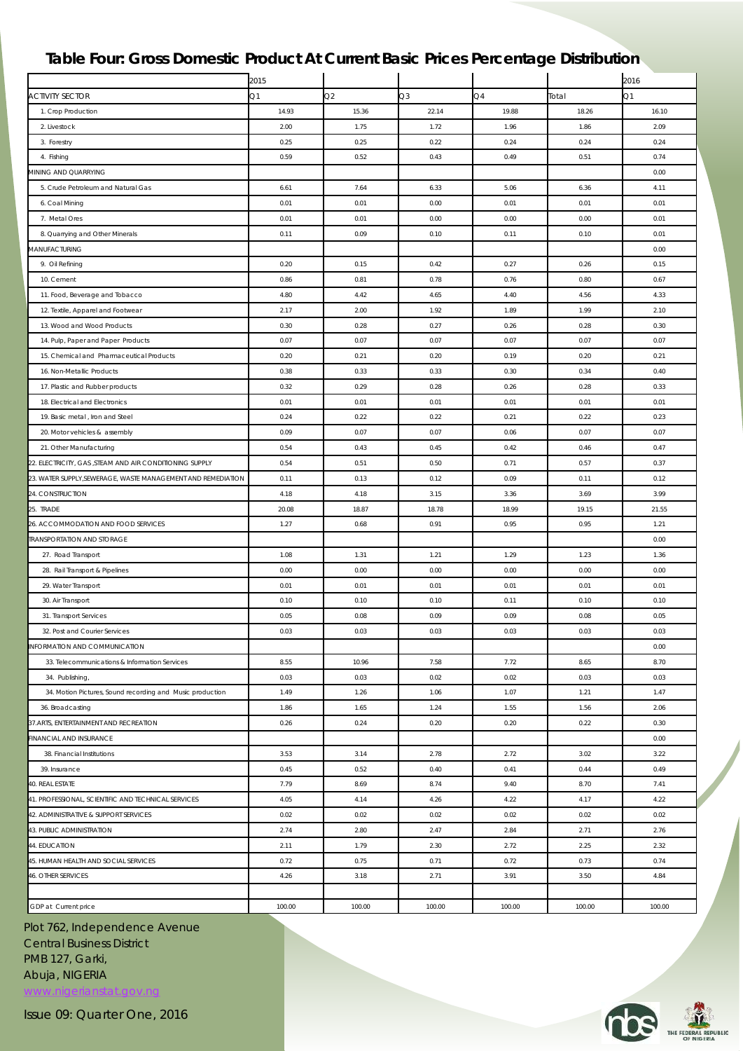# Table Four: Gross Domestic Product At Current Basic Prices Percentage Distribution

| | 2015 | | | | | 2016 |
|---|---|---|---|---|---|---|
| ACTIVITY SECTOR | Q1 | Q2 | Q3 | Q4 | Total | Q1 |
| 1. Crop Production | 14.93 | 15.36 | 22.14 | 19.88 | 18.26 | 16.10 |
| 2. Livestock | 2.00 | 1.75 | 1.72 | 1.96 | 1.86 | 2.09 |
| 3. Forestry | 0.25 | 0.25 | 0.22 | 0.24 | 0.24 | 0.24 |
| 4. Fishing | 0.59 | 0.52 | 0.43 | 0.49 | 0.51 | 0.74 |
| MINING AND QUARRYING | | | | | | 0.00 |
| 5. Crude Petroleum and Natural Gas | 6.61 | 7.64 | 6.33 | 5.06 | 6.36 | 4.11 |
| 6. Coal Mining | 0.01 | 0.01 | 0.00 | 0.01 | 0.01 | 0.01 |
| 7. Metal Ores | 0.01 | 0.01 | 0.00 | 0.00 | 0.00 | 0.01 |
| 8. Quarrying and Other Minerals | 0.11 | 0.09 | 0.10 | 0.11 | 0.10 | 0.01 |
| MANUFACTURING | | | | | | 0.00 |
| 9. Oil Refining | 0.20 | 0.15 | 0.42 | 0.27 | 0.26 | 0.15 |
| 10. Cement | 0.86 | 0.81 | 0.78 | 0.76 | 0.80 | 0.67 |
| 11. Food, Beverage and Tobacco | 4.80 | 4.42 | 4.65 | 4.40 | 4.56 | 4.33 |
| 12. Textile, Apparel and Footwear | 2.17 | 2.00 | 1.92 | 1.89 | 1.99 | 2.10 |
| 13. Wood and Wood Products | 0.30 | 0.28 | 0.27 | 0.26 | 0.28 | 0.30 |
| 14. Pulp, Paper and Paper Products | 0.07 | 0.07 | 0.07 | 0.07 | 0.07 | 0.07 |
| 15. Chemical and Pharmaceutical Products | 0.20 | 0.21 | 0.20 | 0.19 | 0.20 | 0.21 |
| 16. Non-Metallic Products | 0.38 | 0.33 | 0.33 | 0.30 | 0.34 | 0.40 |
| 17. Plastic and Rubber products | 0.32 | 0.29 | 0.28 | 0.26 | 0.28 | 0.33 |
| 18. Electrical and Electronics | 0.01 | 0.01 | 0.01 | 0.01 | 0.01 | 0.01 |
| 19. Basic metal , Iron and Steel | 0.24 | 0.22 | 0.22 | 0.21 | 0.22 | 0.23 |
| 20. Motor vehicles & assembly | 0.09 | 0.07 | 0.07 | 0.06 | 0.07 | 0.07 |
| 21. Other Manufacturing | 0.54 | 0.43 | 0.45 | 0.42 | 0.46 | 0.47 |
| 22. ELECTRICITY, GAS ,STEAM AND AIR CONDITIONING SUPPLY | 0.54 | 0.51 | 0.50 | 0.71 | 0.57 | 0.37 |
| 23. WATER SUPPLY,SEWERAGE, WASTE MANAGEMENT AND REMEDIATION | 0.11 | 0.13 | 0.12 | 0.09 | 0.11 | 0.12 |
| 24. CONSTRUCTION | 4.18 | 4.18 | 3.15 | 3.36 | 3.69 | 3.99 |
| 25. TRADE | 20.08 | 18.87 | 18.78 | 18.99 | 19.15 | 21.55 |
| 26. ACCOMMODATION AND FOOD SERVICES | 1.27 | 0.68 | 0.91 | 0.95 | 0.95 | 1.21 |
| TRANSPORTATION AND STORAGE | | | | | | 0.00 |
| 27. Road Transport | 1.08 | 1.31 | 1.21 | 1.29 | 1.23 | 1.36 |
| 28. Rail Transport & Pipelines | 0.00 | 0.00 | 0.00 | 0.00 | 0.00 | 0.00 |
| 29. Water Transport | 0.01 | 0.01 | 0.01 | 0.01 | 0.01 | 0.01 |
| 30. Air Transport | 0.10 | 0.10 | 0.10 | 0.11 | 0.10 | 0.10 |
| 31. Transport Services | 0.05 | 0.08 | 0.09 | 0.09 | 0.08 | 0.05 |
| 32. Post and Courier Services | 0.03 | 0.03 | 0.03 | 0.03 | 0.03 | 0.03 |
| INFORMATION AND COMMUNICATION | | | | | | 0.00 |
| 33. Telecommunications & Information Services | 8.55 | 10.96 | 7.58 | 7.72 | 8.65 | 8.70 |
| 34. Publishing, | 0.03 | 0.03 | 0.02 | 0.02 | 0.03 | 0.03 |
| 34. Motion Pictures, Sound recording and Music production | 1.49 | 1.26 | 1.06 | 1.07 | 1.21 | 1.47 |
| 36. Broadcasting | 1.86 | 1.65 | 1.24 | 1.55 | 1.56 | 2.06 |
| 37.ARTS, ENTERTAINMENT AND RECREATION | 0.26 | 0.24 | 0.20 | 0.20 | 0.22 | 0.30 |
| FINANCIAL AND INSURANCE | | | | | | 0.00 |
| 38. Financial Institutions | 3.53 | 3.14 | 2.78 | 2.72 | 3.02 | 3.22 |
| 39. Insurance | 0.45 | 0.52 | 0.40 | 0.41 | 0.44 | 0.49 |
| 40. REAL ESTATE | 7.79 | 8.69 | 8.74 | 9.40 | 8.70 | 7.41 |
| 41. PROFESSIONAL, SCIENTIFIC AND TECHNICAL SERVICES | 4.05 | 4.14 | 4.26 | 4.22 | 4.17 | 4.22 |
| 42. ADMINISTRATIVE & SUPPORT SERVICES | 0.02 | 0.02 | 0.02 | 0.02 | 0.02 | 0.02 |
| 43. PUBLIC ADMINISTRATION | 2.74 | 2.80 | 2.47 | 2.84 | 2.71 | 2.76 |
| 44. EDUCATION | 2.11 | 1.79 | 2.30 | 2.72 | 2.25 | 2.32 |
| 45. HUMAN HEALTH AND SOCIAL SERVICES | 0.72 | 0.75 | 0.71 | 0.72 | 0.73 | 0.74 |
| 46. OTHER SERVICES | 4.26 | 3.18 | 2.71 | 3.91 | 3.50 | 4.84 |
| | | | | | | |
| GDP at Current price | 100.00 | 100.00 | 100.00 | 100.00 | 100.00 | 100.00 |

Plot 762, Independence Avenue
Central Business District
PMB 127, Garki,
Abuja, NIGERIA
www.nigerianstat.gov.ng

Issue 09: Quarter One, 2016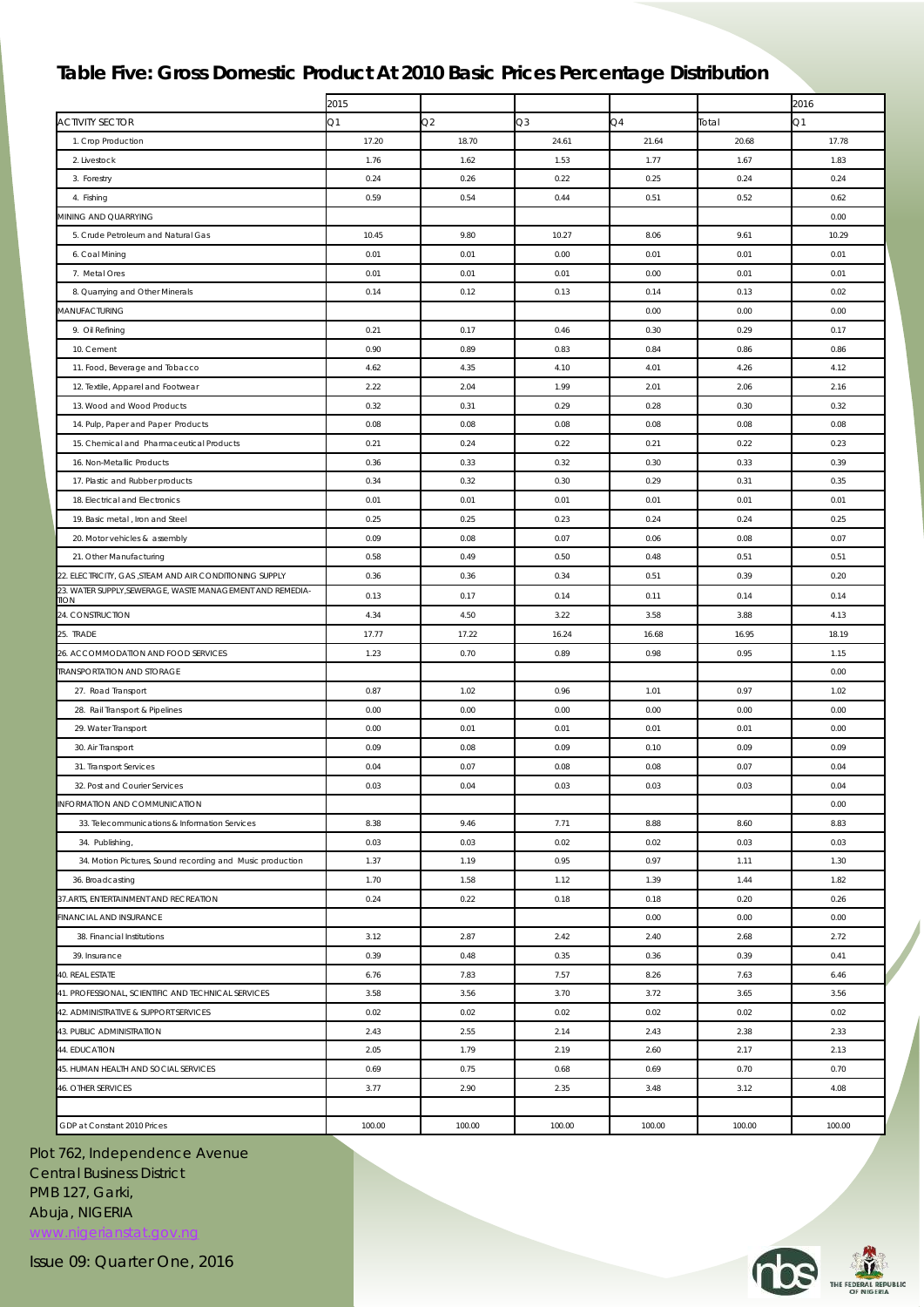## Table Five: Gross Domestic Product At 2010 Basic Prices Percentage Distribution

| | 2015 | | | | | 2016 |
|---|---|---|---|---|---|---|
| ACTIVITY SECTOR | Q1 | Q2 | Q3 | Q4 | Total | Q1 |
| 1. Crop Production | 17.20 | 18.70 | 24.61 | 21.64 | 20.68 | 17.78 |
| 2. Livestock | 1.76 | 1.62 | 1.53 | 1.77 | 1.67 | 1.83 |
| 3. Forestry | 0.24 | 0.26 | 0.22 | 0.25 | 0.24 | 0.24 |
| 4. Fishing | 0.59 | 0.54 | 0.44 | 0.51 | 0.52 | 0.62 |
| MINING AND QUARRYING | | | | | | 0.00 |
| 5. Crude Petroleum and Natural Gas | 10.45 | 9.80 | 10.27 | 8.06 | 9.61 | 10.29 |
| 6. Coal Mining | 0.01 | 0.01 | 0.00 | 0.01 | 0.01 | 0.01 |
| 7. Metal Ores | 0.01 | 0.01 | 0.01 | 0.00 | 0.01 | 0.01 |
| 8. Quarrying and Other Minerals | 0.14 | 0.12 | 0.13 | 0.14 | 0.13 | 0.02 |
| MANUFACTURING | | | | 0.00 | 0.00 | 0.00 |
| 9. Oil Refining | 0.21 | 0.17 | 0.46 | 0.30 | 0.29 | 0.17 |
| 10. Cement | 0.90 | 0.89 | 0.83 | 0.84 | 0.86 | 0.86 |
| 11. Food, Beverage and Tobacco | 4.62 | 4.35 | 4.10 | 4.01 | 4.26 | 4.12 |
| 12. Textile, Apparel and Footwear | 2.22 | 2.04 | 1.99 | 2.01 | 2.06 | 2.16 |
| 13. Wood and Wood Products | 0.32 | 0.31 | 0.29 | 0.28 | 0.30 | 0.32 |
| 14. Pulp, Paper and Paper Products | 0.08 | 0.08 | 0.08 | 0.08 | 0.08 | 0.08 |
| 15. Chemical and Pharmaceutical Products | 0.21 | 0.24 | 0.22 | 0.21 | 0.22 | 0.23 |
| 16. Non-Metallic Products | 0.36 | 0.33 | 0.32 | 0.30 | 0.33 | 0.39 |
| 17. Plastic and Rubber products | 0.34 | 0.32 | 0.30 | 0.29 | 0.31 | 0.35 |
| 18. Electrical and Electronics | 0.01 | 0.01 | 0.01 | 0.01 | 0.01 | 0.01 |
| 19. Basic metal , Iron and Steel | 0.25 | 0.25 | 0.23 | 0.24 | 0.24 | 0.25 |
| 20. Motor vehicles & assembly | 0.09 | 0.08 | 0.07 | 0.06 | 0.08 | 0.07 |
| 21. Other Manufacturing | 0.58 | 0.49 | 0.50 | 0.48 | 0.51 | 0.51 |
| 22. ELECTRICITY, GAS ,STEAM AND AIR CONDITIONING SUPPLY | 0.36 | 0.36 | 0.34 | 0.51 | 0.39 | 0.20 |
| 23. WATER SUPPLY,SEWERAGE, WASTE MANAGEMENT AND REMEDIATION | 0.13 | 0.17 | 0.14 | 0.11 | 0.14 | 0.14 |
| 24. CONSTRUCTION | 4.34 | 4.50 | 3.22 | 3.58 | 3.88 | 4.13 |
| 25. TRADE | 17.77 | 17.22 | 16.24 | 16.68 | 16.95 | 18.19 |
| 26. ACCOMMODATION AND FOOD SERVICES | 1.23 | 0.70 | 0.89 | 0.98 | 0.95 | 1.15 |
| TRANSPORTATION AND STORAGE | | | | | | 0.00 |
| 27. Road Transport | 0.87 | 1.02 | 0.96 | 1.01 | 0.97 | 1.02 |
| 28. Rail Transport & Pipelines | 0.00 | 0.00 | 0.00 | 0.00 | 0.00 | 0.00 |
| 29. Water Transport | 0.00 | 0.01 | 0.01 | 0.01 | 0.01 | 0.00 |
| 30. Air Transport | 0.09 | 0.08 | 0.09 | 0.10 | 0.09 | 0.09 |
| 31. Transport Services | 0.04 | 0.07 | 0.08 | 0.08 | 0.07 | 0.04 |
| 32. Post and Courier Services | 0.03 | 0.04 | 0.03 | 0.03 | 0.03 | 0.04 |
| INFORMATION AND COMMUNICATION | | | | | | 0.00 |
| 33. Telecommunications & Information Services | 8.38 | 9.46 | 7.71 | 8.88 | 8.60 | 8.83 |
| 34. Publishing, | 0.03 | 0.03 | 0.02 | 0.02 | 0.03 | 0.03 |
| 34. Motion Pictures, Sound recording and Music production | 1.37 | 1.19 | 0.95 | 0.97 | 1.11 | 1.30 |
| 36. Broadcasting | 1.70 | 1.58 | 1.12 | 1.39 | 1.44 | 1.82 |
| 37.ARTS, ENTERTAINMENT AND RECREATION | 0.24 | 0.22 | 0.18 | 0.18 | 0.20 | 0.26 |
| FINANCIAL AND INSURANCE | | | | 0.00 | 0.00 | 0.00 |
| 38. Financial Institutions | 3.12 | 2.87 | 2.42 | 2.40 | 2.68 | 2.72 |
| 39. Insurance | 0.39 | 0.48 | 0.35 | 0.36 | 0.39 | 0.41 |
| 40. REAL ESTATE | 6.76 | 7.83 | 7.57 | 8.26 | 7.63 | 6.46 |
| 41. PROFESSIONAL, SCIENTIFIC AND TECHNICAL SERVICES | 3.58 | 3.56 | 3.70 | 3.72 | 3.65 | 3.56 |
| 42. ADMINISTRATIVE & SUPPORT SERVICES | 0.02 | 0.02 | 0.02 | 0.02 | 0.02 | 0.02 |
| 43. PUBLIC ADMINISTRATION | 2.43 | 2.55 | 2.14 | 2.43 | 2.38 | 2.33 |
| 44. EDUCATION | 2.05 | 1.79 | 2.19 | 2.60 | 2.17 | 2.13 |
| 45. HUMAN HEALTH AND SOCIAL SERVICES | 0.69 | 0.75 | 0.68 | 0.69 | 0.70 | 0.70 |
| 46. OTHER SERVICES | 3.77 | 2.90 | 2.35 | 3.48 | 3.12 | 4.08 |
| | | | | | | |
| GDP at Constant 2010 Prices | 100.00 | 100.00 | 100.00 | 100.00 | 100.00 | 100.00 |

Plot 762, Independence Avenue
Central Business District
PMB 127, Garki,
Abuja, NIGERIA
www.nigerianstat.gov.ng

Issue 09: Quarter One, 2016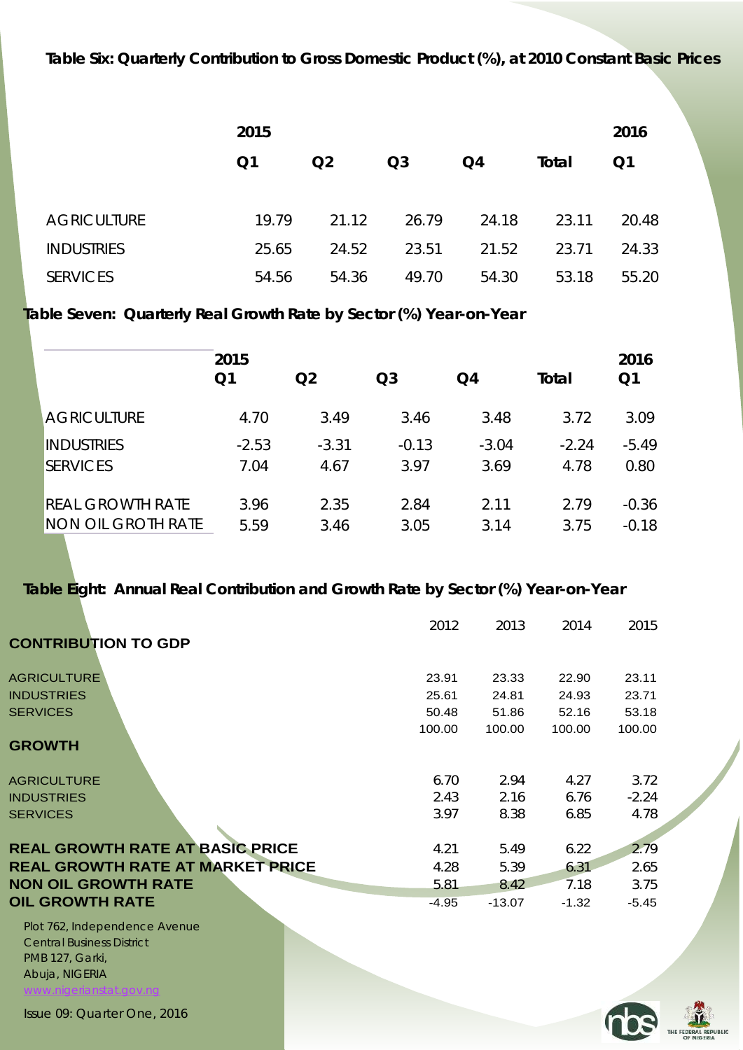**Table Six: Quarterly Contribution to Gross Domestic Product (%), at 2010 Constant Basic Prices**

| | 2015 | | | | | 2016 |
|---|---|---|---|---|---|---|
| | Q1 | Q2 | Q3 | Q4 | Total | Q1 |
| AGRICULTURE | 19.79 | 21.12 | 26.79 | 24.18 | 23.11 | 20.48 |
| INDUSTRIES | 25.65 | 24.52 | 23.51 | 21.52 | 23.71 | 24.33 |
| SERVICES | 54.56 | 54.36 | 49.70 | 54.30 | 53.18 | 55.20 |

**Table Seven: Quarterly Real Growth Rate by Sector (%) Year-on-Year**

| | 2015 | | | | | 2016 |
|---|---|---|---|---|---|---|
| | Q1 | Q2 | Q3 | Q4 | Total | Q1 |
| AGRICULTURE | 4.70 | 3.49 | 3.46 | 3.48 | 3.72 | 3.09 |
| INDUSTRIES | -2.53 | -3.31 | -0.13 | -3.04 | -2.24 | -5.49 |
| SERVICES | 7.04 | 4.67 | 3.97 | 3.69 | 4.78 | 0.80 |
| REAL GROWTH RATE | 3.96 | 2.35 | 2.84 | 2.11 | 2.79 | -0.36 |
| NON OIL GROTH RATE | 5.59 | 3.46 | 3.05 | 3.14 | 3.75 | -0.18 |

**Table Eight: Annual Real Contribution and Growth Rate by Sector (%) Year-on-Year**

| | 2012 | 2013 | 2014 | 2015 |
|---|---|---|---|---|
| **CONTRIBUTION TO GDP** | | | | |
| AGRICULTURE | 23.91 | 23.33 | 22.90 | 23.11 |
| INDUSTRIES | 25.61 | 24.81 | 24.93 | 23.71 |
| SERVICES | 50.48 | 51.86 | 52.16 | 53.18 |
| | 100.00 | 100.00 | 100.00 | 100.00 |
| **GROWTH** | | | | |
| AGRICULTURE | 6.70 | 2.94 | 4.27 | 3.72 |
| INDUSTRIES | 2.43 | 2.16 | 6.76 | -2.24 |
| SERVICES | 3.97 | 8.38 | 6.85 | 4.78 |
| **REAL GROWTH RATE AT BASIC PRICE** | 4.21 | 5.49 | 6.22 | 2.79 |
| **REAL GROWTH RATE AT MARKET PRICE** | 4.28 | 5.39 | 6.31 | 2.65 |
| **NON OIL GROWTH RATE** | 5.81 | 8.42 | 7.18 | 3.75 |
| **OIL GROWTH RATE** | -4.95 | -13.07 | -1.32 | -5.45 |

Plot 762, Independence Avenue
Central Business District
PMB 127, Garki,
Abuja, NIGERIA
www.nigerianstat.gov.ng

Issue 09: Quarter One, 2016